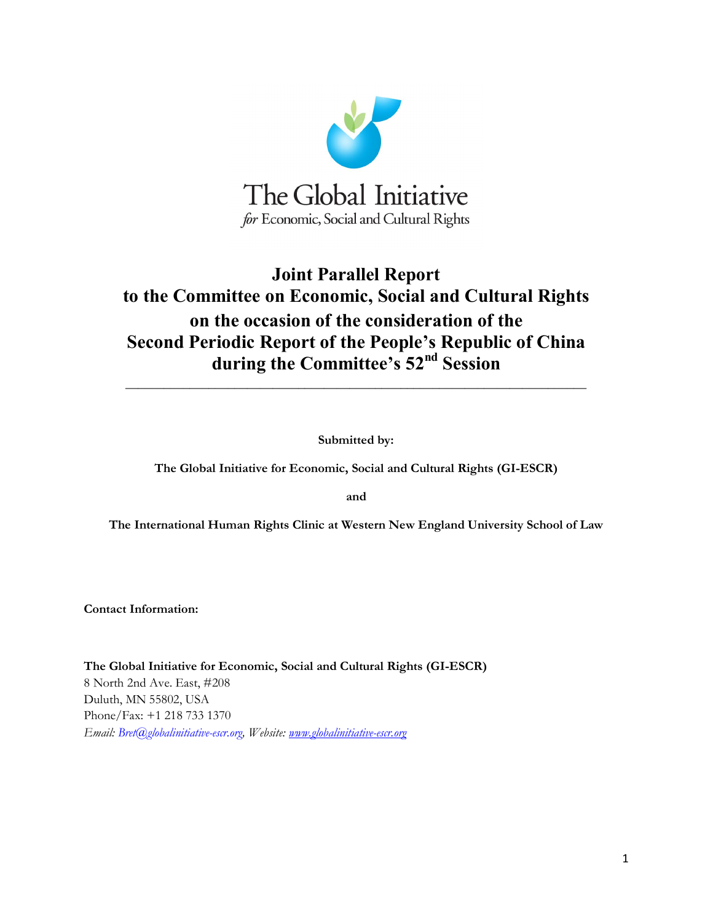The Global Initiative

*for* Economic, Social and Cultural Rights

# Joint Parallel Report to the Committee on Economic, Social and Cultural Rights on the occasion of the consideration of the Second Periodic Report of the People's Republic of China during the Committee's 52nd Session

---

**Submitted by:**

**The Global Initiative for Economic, Social and Cultural Rights (GI-ESCR)**

**and**

**The International Human Rights Clinic at Western New England University School of Law**

**Contact Information:**

**The Global Initiative for Economic, Social and Cultural Rights (GI-ESCR)**
8 North 2nd Ave. East, #208
Duluth, MN 55802, USA
Phone/Fax: +1 218 733 1370
*Email: Bret@globalinitiative-escr.org, Website: www.globalinitiative-escr.org*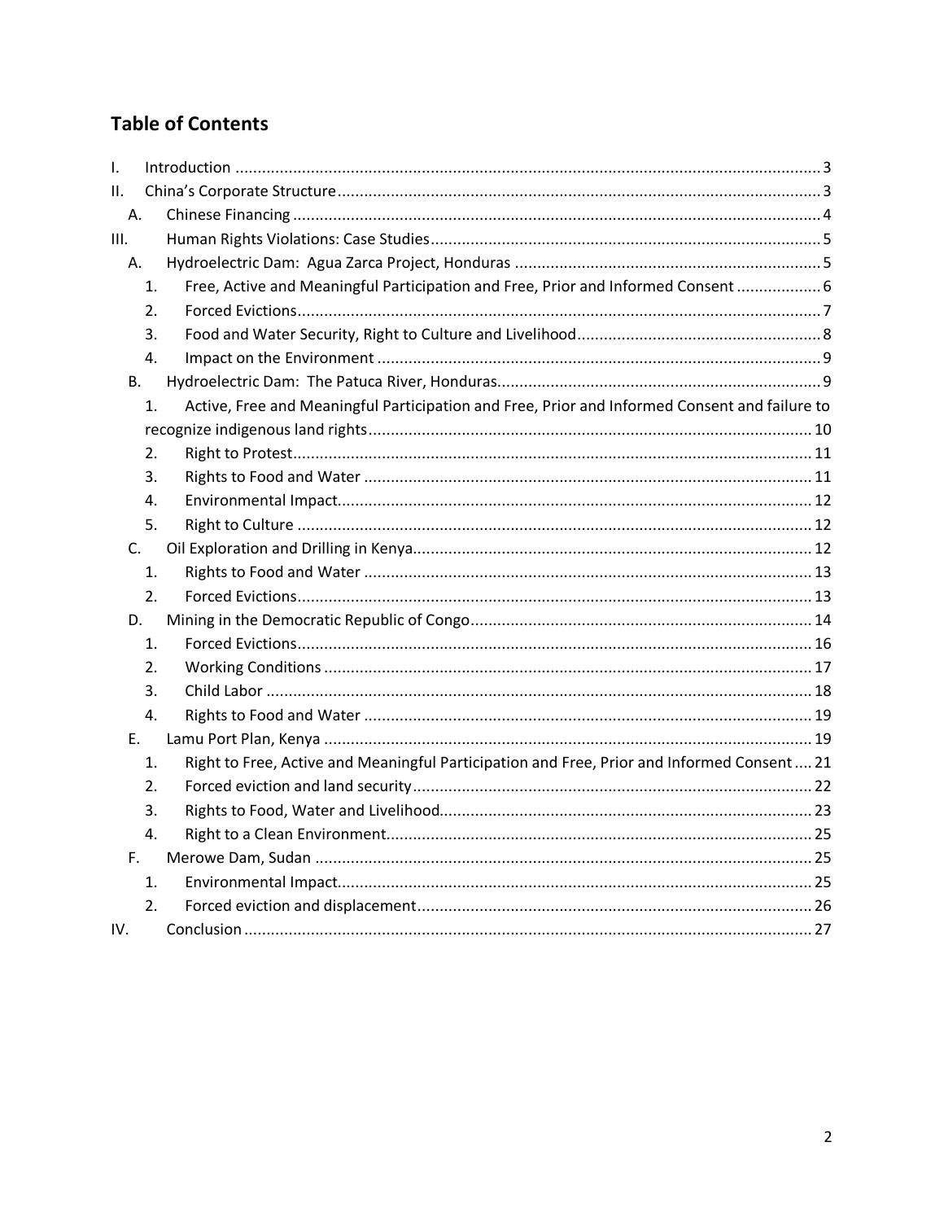## Table of Contents

I. Introduction ..... 3
II. China's Corporate Structure ..... 3
  A. Chinese Financing ..... 4
III. Human Rights Violations: Case Studies ..... 5
  A. Hydroelectric Dam: Agua Zarca Project, Honduras ..... 5
    1. Free, Active and Meaningful Participation and Free, Prior and Informed Consent ..... 6
    2. Forced Evictions ..... 7
    3. Food and Water Security, Right to Culture and Livelihood ..... 8
    4. Impact on the Environment ..... 9
  B. Hydroelectric Dam: The Patuca River, Honduras ..... 9
    1. Active, Free and Meaningful Participation and Free, Prior and Informed Consent and failure to recognize indigenous land rights ..... 10
    2. Right to Protest ..... 11
    3. Rights to Food and Water ..... 11
    4. Environmental Impact ..... 12
    5. Right to Culture ..... 12
  C. Oil Exploration and Drilling in Kenya ..... 12
    1. Rights to Food and Water ..... 13
    2. Forced Evictions ..... 13
  D. Mining in the Democratic Republic of Congo ..... 14
    1. Forced Evictions ..... 16
    2. Working Conditions ..... 17
    3. Child Labor ..... 18
    4. Rights to Food and Water ..... 19
  E. Lamu Port Plan, Kenya ..... 19
    1. Right to Free, Active and Meaningful Participation and Free, Prior and Informed Consent ..... 21
    2. Forced eviction and land security ..... 22
    3. Rights to Food, Water and Livelihood ..... 23
    4. Right to a Clean Environment ..... 25
  F. Merowe Dam, Sudan ..... 25
    1. Environmental Impact ..... 25
    2. Forced eviction and displacement ..... 26
IV. Conclusion ..... 27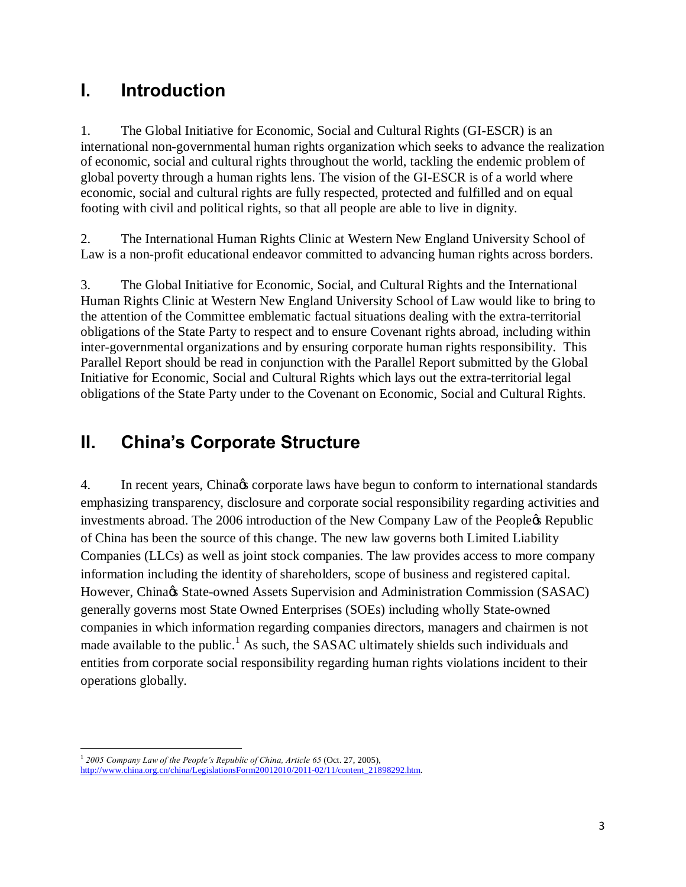## I. Introduction

1. The Global Initiative for Economic, Social and Cultural Rights (GI-ESCR) is an international non-governmental human rights organization which seeks to advance the realization of economic, social and cultural rights throughout the world, tackling the endemic problem of global poverty through a human rights lens. The vision of the GI-ESCR is of a world where economic, social and cultural rights are fully respected, protected and fulfilled and on equal footing with civil and political rights, so that all people are able to live in dignity.

2. The International Human Rights Clinic at Western New England University School of Law is a non-profit educational endeavor committed to advancing human rights across borders.

3. The Global Initiative for Economic, Social, and Cultural Rights and the International Human Rights Clinic at Western New England University School of Law would like to bring to the attention of the Committee emblematic factual situations dealing with the extra-territorial obligations of the State Party to respect and to ensure Covenant rights abroad, including within inter-governmental organizations and by ensuring corporate human rights responsibility. This Parallel Report should be read in conjunction with the Parallel Report submitted by the Global Initiative for Economic, Social and Cultural Rights which lays out the extra-territorial legal obligations of the State Party under to the Covenant on Economic, Social and Cultural Rights.

## II. China's Corporate Structure

4. In recent years, China's corporate laws have begun to conform to international standards emphasizing transparency, disclosure and corporate social responsibility regarding activities and investments abroad. The 2006 introduction of the New Company Law of the People's Republic of China has been the source of this change. The new law governs both Limited Liability Companies (LLCs) as well as joint stock companies. The law provides access to more company information including the identity of shareholders, scope of business and registered capital. However, China's State-owned Assets Supervision and Administration Commission (SASAC) generally governs most State Owned Enterprises (SOEs) including wholly State-owned companies in which information regarding companies directors, managers and chairmen is not made available to the public.[1] As such, the SASAC ultimately shields such individuals and entities from corporate social responsibility regarding human rights violations incident to their operations globally.

[1] *2005 Company Law of the People's Republic of China, Article 65* (Oct. 27, 2005), http://www.china.org.cn/china/LegislationsForm20012010/2011-02/11/content_21898292.htm.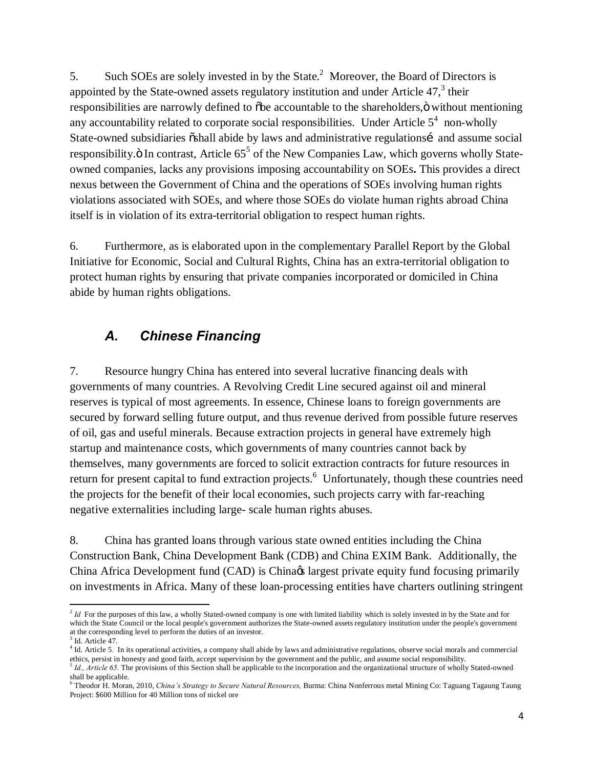5. Such SOEs are solely invested in by the State.[2] Moreover, the Board of Directors is appointed by the State-owned assets regulatory institution and under Article 47,[3] their responsibilities are narrowly defined to "be accountable to the shareholders," without mentioning any accountability related to corporate social responsibilities. Under Article 5[4] non-wholly State-owned subsidiaries "shall abide by laws and administrative regulations… and assume social responsibility." In contrast, Article 65[5] of the New Companies Law, which governs wholly State-owned companies, lacks any provisions imposing accountability on SOEs**.** This provides a direct nexus between the Government of China and the operations of SOEs involving human rights violations associated with SOEs, and where those SOEs do violate human rights abroad China itself is in violation of its extra-territorial obligation to respect human rights.

6. Furthermore, as is elaborated upon in the complementary Parallel Report by the Global Initiative for Economic, Social and Cultural Rights, China has an extra-territorial obligation to protect human rights by ensuring that private companies incorporated or domiciled in China abide by human rights obligations.

## *A. Chinese Financing*

7. Resource hungry China has entered into several lucrative financing deals with governments of many countries. A Revolving Credit Line secured against oil and mineral reserves is typical of most agreements. In essence, Chinese loans to foreign governments are secured by forward selling future output, and thus revenue derived from possible future reserves of oil, gas and useful minerals. Because extraction projects in general have extremely high startup and maintenance costs, which governments of many countries cannot back by themselves, many governments are forced to solicit extraction contracts for future resources in return for present capital to fund extraction projects.[6] Unfortunately, though these countries need the projects for the benefit of their local economies, such projects carry with far-reaching negative externalities including large- scale human rights abuses.

8. China has granted loans through various state owned entities including the China Construction Bank, China Development Bank (CDB) and China EXIM Bank. Additionally, the China Africa Development fund (CAD) is China's largest private equity fund focusing primarily on investments in Africa. Many of these loan-processing entities have charters outlining stringent

---

[2] *Id* For the purposes of this law, a wholly Stated-owned company is one with limited liability which is solely invested in by the State and for which the State Council or the local people's government authorizes the State-owned assets regulatory institution under the people's government at the corresponding level to perform the duties of an investor.

[3] Id. Article 47.

[4] Id. Article 5. In its operational activities, a company shall abide by laws and administrative regulations, observe social morals and commercial ethics, persist in honesty and good faith, accept supervision by the government and the public, and assume social responsibility.

[5] *Id., Article 65.* The provisions of this Section shall be applicable to the incorporation and the organizational structure of wholly Stated-owned shall be applicable.

[6] Theodor H. Moran, 2010, *China's Strategy to Secure Natural Resources,* Burma: China Nonferrous metal Mining Co: Taguang Tagaung Taung Project: $600 Million for 40 Million tons of nickel ore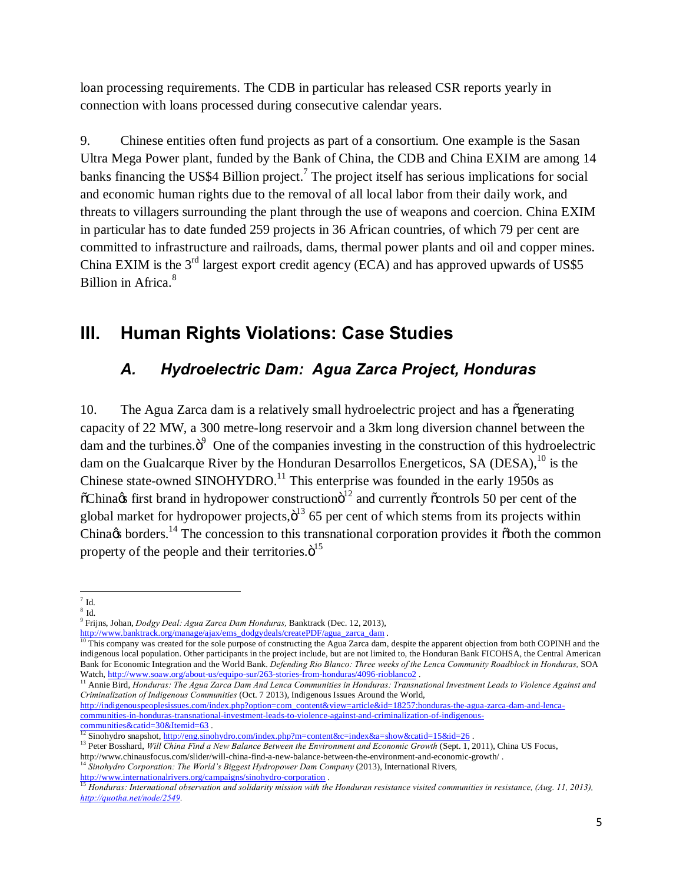loan processing requirements. The CDB in particular has released CSR reports yearly in connection with loans processed during consecutive calendar years.

9. Chinese entities often fund projects as part of a consortium. One example is the Sasan Ultra Mega Power plant, funded by the Bank of China, the CDB and China EXIM are among 14 banks financing the US$4 Billion project.[7] The project itself has serious implications for social and economic human rights due to the removal of all local labor from their daily work, and threats to villagers surrounding the plant through the use of weapons and coercion. China EXIM in particular has to date funded 259 projects in 36 African countries, of which 79 per cent are committed to infrastructure and railroads, dams, thermal power plants and oil and copper mines. China EXIM is the 3rd largest export credit agency (ECA) and has approved upwards of US$5 Billion in Africa.[8]

## III. Human Rights Violations: Case Studies

### *A. Hydroelectric Dam: Agua Zarca Project, Honduras*

10. The Agua Zarca dam is a relatively small hydroelectric project and has a "generating capacity of 22 MW, a 300 metre-long reservoir and a 3km long diversion channel between the dam and the turbines."[9] One of the companies investing in the construction of this hydroelectric dam on the Gualcarque River by the Honduran Desarrollos Energeticos, SA (DESA),[10] is the Chinese state-owned SINOHYDRO.[11] This enterprise was founded in the early 1950s as "China's first brand in hydropower construction"[12] and currently "controls 50 per cent of the global market for hydropower projects,"[13] 65 per cent of which stems from its projects within China's borders.[14] The concession to this transnational corporation provides it "both the common property of the people and their territories."[15]

---

[7] Id.

[8] Id.

[9] Frijns, Johan, *Dodgy Deal: Agua Zarca Dam Honduras,* Banktrack (Dec. 12, 2013), http://www.banktrack.org/manage/ajax/ems_dodgydeals/createPDF/agua_zarca_dam .

[10] This company was created for the sole purpose of constructing the Agua Zarca dam, despite the apparent objection from both COPINH and the indigenous local population. Other participants in the project include, but are not limited to, the Honduran Bank FICOHSA, the Central American Bank for Economic Integration and the World Bank. *Defending Rio Blanco: Three weeks of the Lenca Community Roadblock in Honduras,* SOA Watch, http://www.soaw.org/about-us/equipo-sur/263-stories-from-honduras/4096-rioblanco2 .

[11] Annie Bird, *Honduras: The Agua Zarca Dam And Lenca Communities in Honduras: Transnational Investment Leads to Violence Against and Criminalization of Indigenous Communities* (Oct. 7 2013), Indigenous Issues Around the World, http://indigenouspeoplesissues.com/index.php?option=com_content&view=article&id=18257:honduras-the-agua-zarca-dam-and-lenca-communities-in-honduras-transnational-investment-leads-to-violence-against-and-criminalization-of-indigenous-communities&catid=30&Itemid=63 .

[12] Sinohydro snapshot, http://eng.sinohydro.com/index.php?m=content&c=index&a=show&catid=15&id=26 .

[13] Peter Bosshard, *Will China Find a New Balance Between the Environment and Economic Growth* (Sept. 1, 2011), China US Focus, http://www.chinausfocus.com/slider/will-china-find-a-new-balance-between-the-environment-and-economic-growth/ .

[14] *Sinohydro Corporation: The World's Biggest Hydropower Dam Company* (2013), International Rivers, http://www.internationalrivers.org/campaigns/sinohydro-corporation .

[15] *Honduras: International observation and solidarity mission with the Honduran resistance visited communities in resistance, (Aug. 11, 2013), http://quotha.net/node/2549.*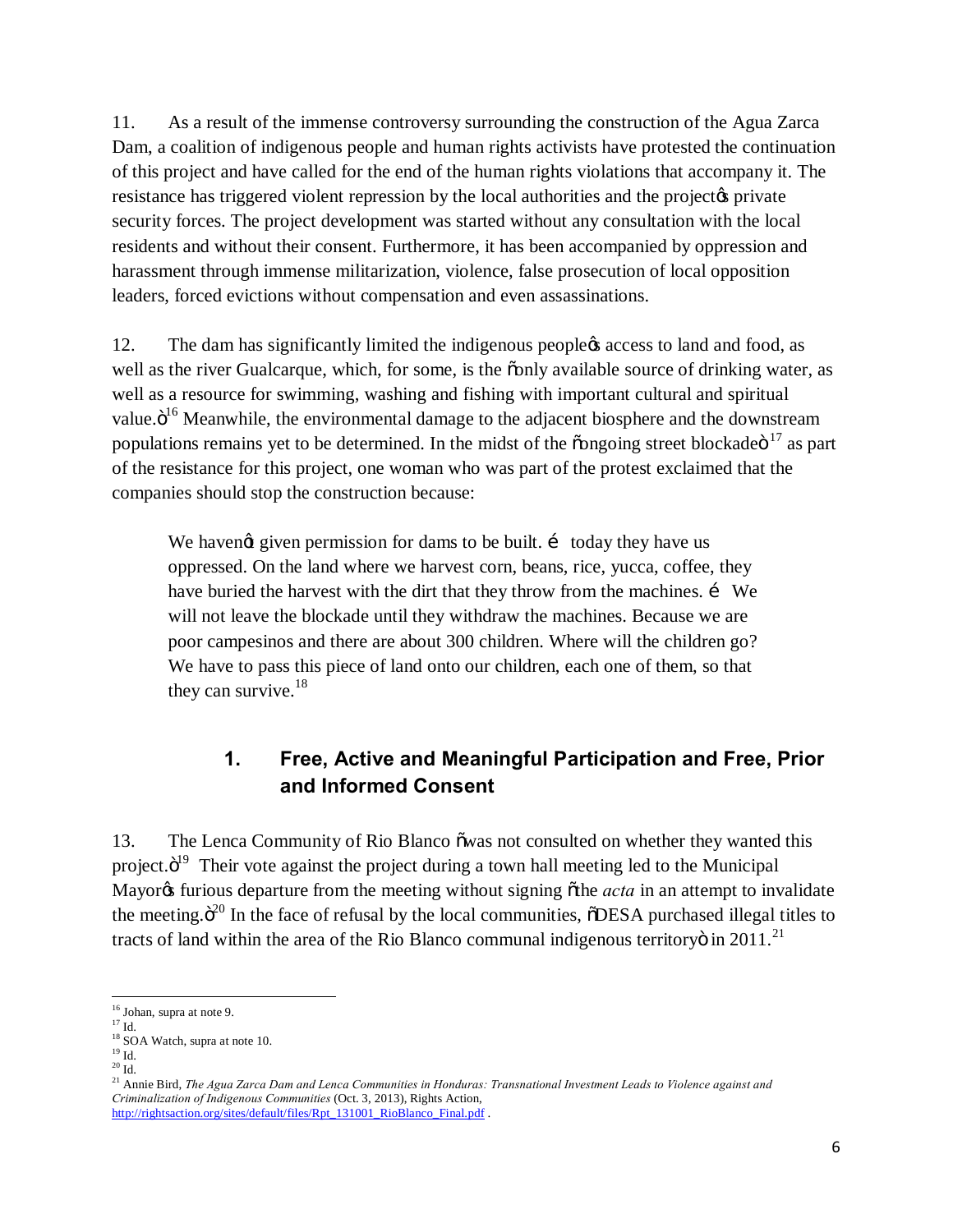11. As a result of the immense controversy surrounding the construction of the Agua Zarca Dam, a coalition of indigenous people and human rights activists have protested the continuation of this project and have called for the end of the human rights violations that accompany it. The resistance has triggered violent repression by the local authorities and the project's private security forces. The project development was started without any consultation with the local residents and without their consent. Furthermore, it has been accompanied by oppression and harassment through immense militarization, violence, false prosecution of local opposition leaders, forced evictions without compensation and even assassinations.

12. The dam has significantly limited the indigenous people's access to land and food, as well as the river Gualcarque, which, for some, is the "only available source of drinking water, as well as a resource for swimming, washing and fishing with important cultural and spiritual value."[16] Meanwhile, the environmental damage to the adjacent biosphere and the downstream populations remains yet to be determined. In the midst of the "ongoing street blockade"[17] as part of the resistance for this project, one woman who was part of the protest exclaimed that the companies should stop the construction because:

> We haven't given permission for dams to be built. … today they have us oppressed. On the land where we harvest corn, beans, rice, yucca, coffee, they have buried the harvest with the dirt that they throw from the machines. … We will not leave the blockade until they withdraw the machines. Because we are poor campesinos and there are about 300 children. Where will the children go? We have to pass this piece of land onto our children, each one of them, so that they can survive.[18]

### 1. Free, Active and Meaningful Participation and Free, Prior and Informed Consent

13. The Lenca Community of Rio Blanco "was not consulted on whether they wanted this project."[19] Their vote against the project during a town hall meeting led to the Municipal Mayor's furious departure from the meeting without signing "the *acta* in an attempt to invalidate the meeting."[20] In the face of refusal by the local communities, "DESA purchased illegal titles to tracts of land within the area of the Rio Blanco communal indigenous territory" in 2011.[21]

---

[16] Johan, supra at note 9.
[17] Id.
[18] SOA Watch, supra at note 10.
[19] Id.
[20] Id.
[21] Annie Bird, *The Agua Zarca Dam and Lenca Communities in Honduras: Transnational Investment Leads to Violence against and Criminalization of Indigenous Communities* (Oct. 3, 2013), Rights Action, http://rightsaction.org/sites/default/files/Rpt_131001_RioBlanco_Final.pdf .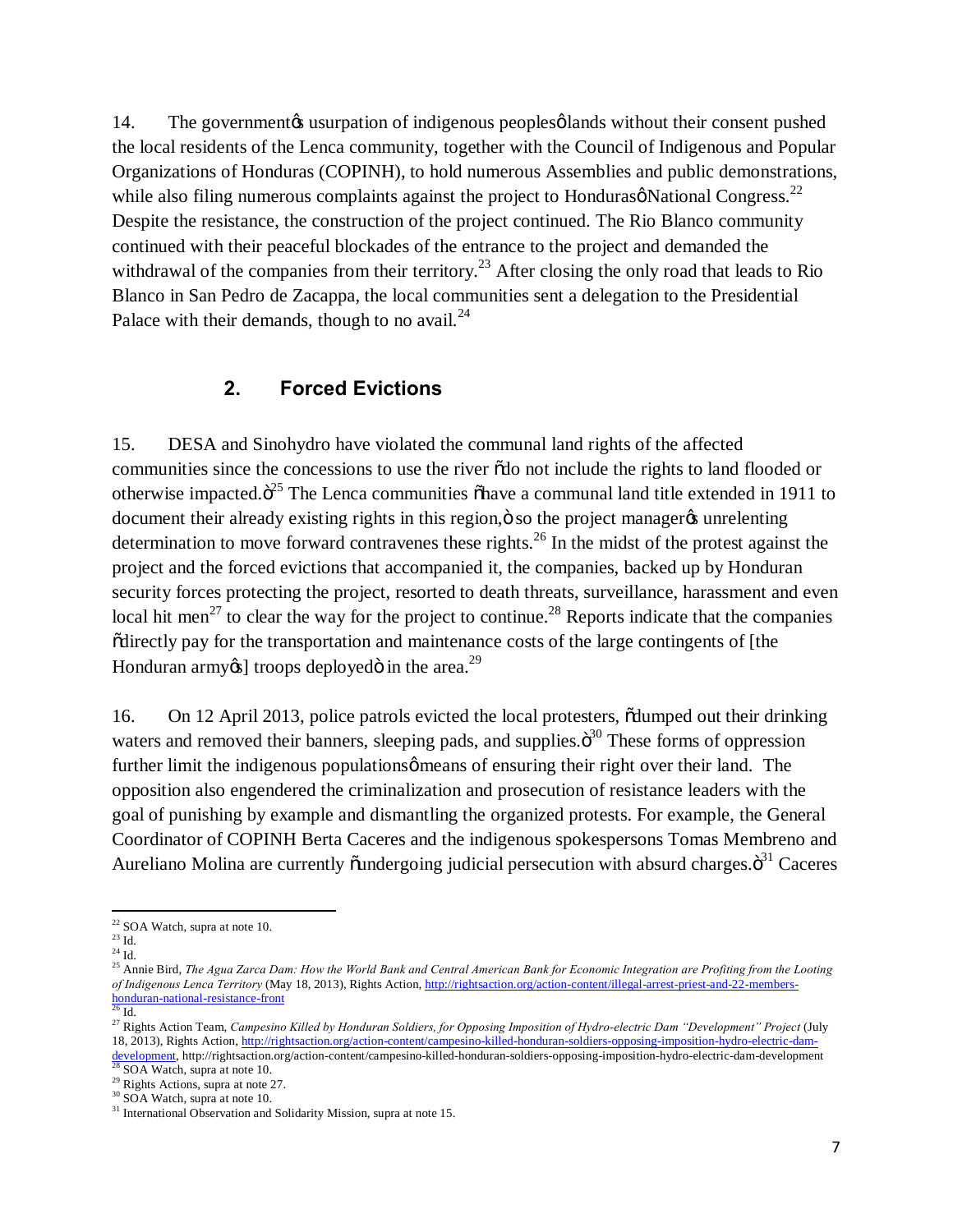14. The government's usurpation of indigenous peoples' lands without their consent pushed the local residents of the Lenca community, together with the Council of Indigenous and Popular Organizations of Honduras (COPINH), to hold numerous Assemblies and public demonstrations, while also filing numerous complaints against the project to Honduras' National Congress.[22] Despite the resistance, the construction of the project continued. The Rio Blanco community continued with their peaceful blockades of the entrance to the project and demanded the withdrawal of the companies from their territory.[23] After closing the only road that leads to Rio Blanco in San Pedro de Zacappa, the local communities sent a delegation to the Presidential Palace with their demands, though to no avail.[24]

## 2. Forced Evictions

15. DESA and Sinohydro have violated the communal land rights of the affected communities since the concessions to use the river "do not include the rights to land flooded or otherwise impacted."[25] The Lenca communities "have a communal land title extended in 1911 to document their already existing rights in this region," so the project manager's unrelenting determination to move forward contravenes these rights.[26] In the midst of the protest against the project and the forced evictions that accompanied it, the companies, backed up by Honduran security forces protecting the project, resorted to death threats, surveillance, harassment and even local hit men[27] to clear the way for the project to continue.[28] Reports indicate that the companies "directly pay for the transportation and maintenance costs of the large contingents of [the Honduran army's] troops deployed" in the area.[29]

16. On 12 April 2013, police patrols evicted the local protesters, "dumped out their drinking waters and removed their banners, sleeping pads, and supplies."[30] These forms of oppression further limit the indigenous populations' means of ensuring their right over their land. The opposition also engendered the criminalization and prosecution of resistance leaders with the goal of punishing by example and dismantling the organized protests. For example, the General Coordinator of COPINH Berta Caceres and the indigenous spokespersons Tomas Membreno and Aureliano Molina are currently "undergoing judicial persecution with absurd charges."[31] Caceres

---

[22] SOA Watch, supra at note 10.
[23] Id.
[24] Id.
[25] Annie Bird, *The Agua Zarca Dam: How the World Bank and Central American Bank for Economic Integration are Profiting from the Looting of Indigenous Lenca Territory* (May 18, 2013), Rights Action, http://rightsaction.org/action-content/illegal-arrest-priest-and-22-members-honduran-national-resistance-front
[26] Id.
[27] Rights Action Team, *Campesino Killed by Honduran Soldiers, for Opposing Imposition of Hydro-electric Dam "Development" Project* (July 18, 2013), Rights Action, http://rightsaction.org/action-content/campesino-killed-honduran-soldiers-opposing-imposition-hydro-electric-dam-development, http://rightsaction.org/action-content/campesino-killed-honduran-soldiers-opposing-imposition-hydro-electric-dam-development
[28] SOA Watch, supra at note 10.
[29] Rights Actions, supra at note 27.
[30] SOA Watch, supra at note 10.
[31] International Observation and Solidarity Mission, supra at note 15.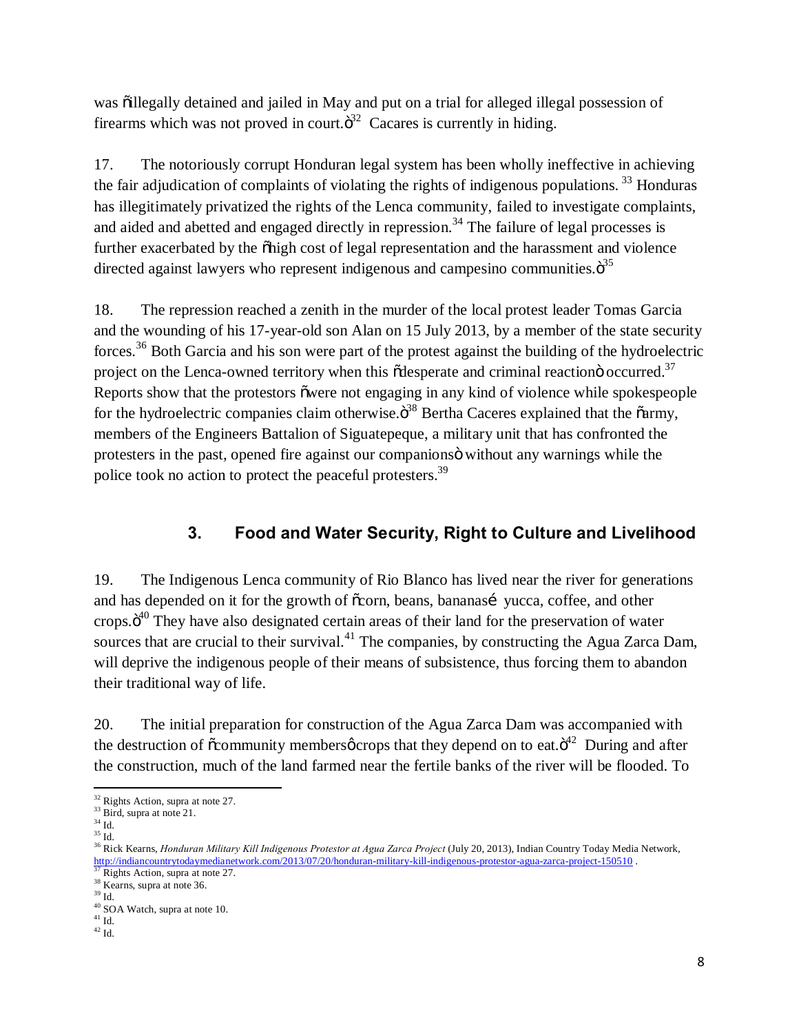was "illegally detained and jailed in May and put on a trial for alleged illegal possession of firearms which was not proved in court."[32] Cacares is currently in hiding.

17. The notoriously corrupt Honduran legal system has been wholly ineffective in achieving the fair adjudication of complaints of violating the rights of indigenous populations.[33] Honduras has illegitimately privatized the rights of the Lenca community, failed to investigate complaints, and aided and abetted and engaged directly in repression.[34] The failure of legal processes is further exacerbated by the "high cost of legal representation and the harassment and violence directed against lawyers who represent indigenous and campesino communities."[35]

18. The repression reached a zenith in the murder of the local protest leader Tomas Garcia and the wounding of his 17-year-old son Alan on 15 July 2013, by a member of the state security forces.[36] Both Garcia and his son were part of the protest against the building of the hydroelectric project on the Lenca-owned territory when this "desperate and criminal reaction" occurred.[37] Reports show that the protestors "were not engaging in any kind of violence while spokespeople for the hydroelectric companies claim otherwise."[38] Bertha Caceres explained that the "army, members of the Engineers Battalion of Siguatepeque, a military unit that has confronted the protesters in the past, opened fire against our companions" without any warnings while the police took no action to protect the peaceful protesters.[39]

## 3. Food and Water Security, Right to Culture and Livelihood

19. The Indigenous Lenca community of Rio Blanco has lived near the river for generations and has depended on it for the growth of "corn, beans, bananas… yucca, coffee, and other crops."[40] They have also designated certain areas of their land for the preservation of water sources that are crucial to their survival.[41] The companies, by constructing the Agua Zarca Dam, will deprive the indigenous people of their means of subsistence, thus forcing them to abandon their traditional way of life.

20. The initial preparation for construction of the Agua Zarca Dam was accompanied with the destruction of "community members' crops that they depend on to eat."[42] During and after the construction, much of the land farmed near the fertile banks of the river will be flooded. To

---

[32] Rights Action, supra at note 27.
[33] Bird, supra at note 21.
[34] Id.
[35] Id.
[36] Rick Kearns, *Honduran Military Kill Indigenous Protestor at Agua Zarca Project* (July 20, 2013), Indian Country Today Media Network, http://indiancountrytodaymedianetwork.com/2013/07/20/honduran-military-kill-indigenous-protestor-agua-zarca-project-150510 .
[37] Rights Action, supra at note 27.
[38] Kearns, supra at note 36.
[39] Id.
[40] SOA Watch, supra at note 10.
[41] Id.
[42] Id.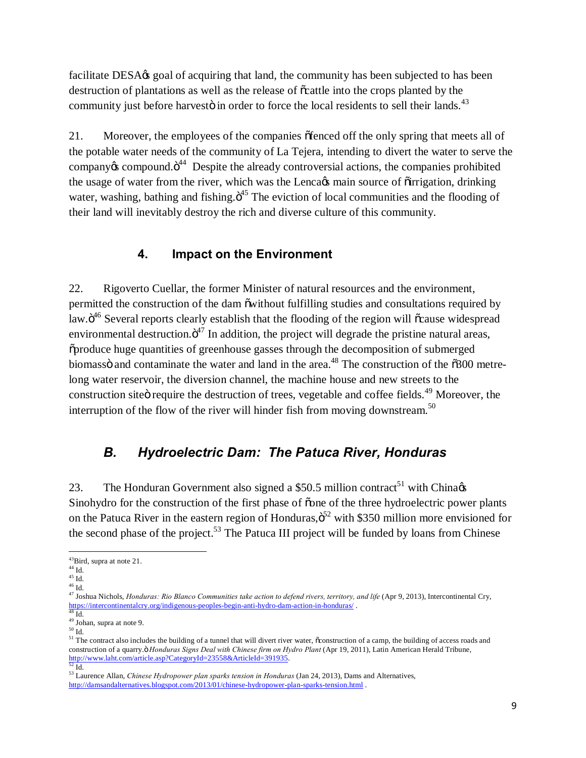facilitate DESA's goal of acquiring that land, the community has been subjected to has been destruction of plantations as well as the release of "cattle into the crops planted by the community just before harvest" in order to force the local residents to sell their lands.[43]

21. Moreover, the employees of the companies "fenced off the only spring that meets all of the potable water needs of the community of La Tejera, intending to divert the water to serve the company's compound."[44] Despite the already controversial actions, the companies prohibited the usage of water from the river, which was the Lenca's main source of "irrigation, drinking water, washing, bathing and fishing."[45] The eviction of local communities and the flooding of their land will inevitably destroy the rich and diverse culture of this community.

### 4. Impact on the Environment

22. Rigoverto Cuellar, the former Minister of natural resources and the environment, permitted the construction of the dam "without fulfilling studies and consultations required by law."[46] Several reports clearly establish that the flooding of the region will "cause widespread environmental destruction."[47] In addition, the project will degrade the pristine natural areas, "produce huge quantities of greenhouse gasses through the decomposition of submerged biomass" and contaminate the water and land in the area.[48] The construction of the "300 metre-long water reservoir, the diversion channel, the machine house and new streets to the construction site" require the destruction of trees, vegetable and coffee fields.[49] Moreover, the interruption of the flow of the river will hinder fish from moving downstream.[50]

## *B. Hydroelectric Dam: The Patuca River, Honduras*

23. The Honduran Government also signed a $50.5 million contract[51] with China's Sinohydro for the construction of the first phase of "one of the three hydroelectric power plants on the Patuca River in the eastern region of Honduras,"[52] with $350 million more envisioned for the second phase of the project.[53] The Patuca III project will be funded by loans from Chinese

---

[43] Bird, supra at note 21.

[44] Id.

[45] Id.

[46] Id.

[47] Joshua Nichols, *Honduras: Rio Blanco Communities take action to defend rivers, territory, and life* (Apr 9, 2013), Intercontinental Cry, https://intercontinentalcry.org/indigenous-peoples-begin-anti-hydro-dam-action-in-honduras/ .

[48] Id.

[49] Johan, supra at note 9.

[50] Id.

[51] The contract also includes the building of a tunnel that will divert river water, "construction of a camp, the building of access roads and construction of a quarry." *Honduras Signs Deal with Chinese firm on Hydro Plant* (Apr 19, 2011), Latin American Herald Tribune, http://www.laht.com/article.asp?CategoryId=23558&ArticleId=391935.

[52] Id.

[53] Laurence Allan, *Chinese Hydropower plan sparks tension in Honduras* (Jan 24, 2013), Dams and Alternatives, http://damsandalternatives.blogspot.com/2013/01/chinese-hydropower-plan-sparks-tension.html .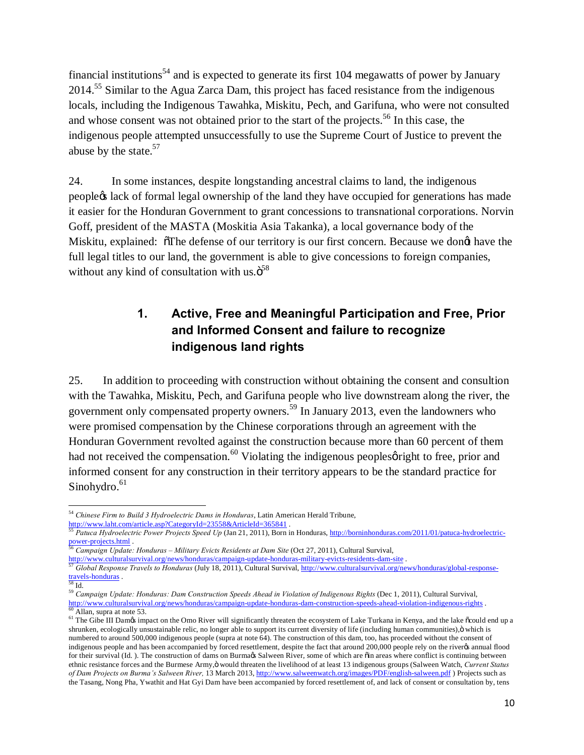financial institutions[54] and is expected to generate its first 104 megawatts of power by January 2014.[55] Similar to the Agua Zarca Dam, this project has faced resistance from the indigenous locals, including the Indigenous Tawahka, Miskitu, Pech, and Garifuna, who were not consulted and whose consent was not obtained prior to the start of the projects.[56] In this case, the indigenous people attempted unsuccessfully to use the Supreme Court of Justice to prevent the abuse by the state.[57]

24. In some instances, despite longstanding ancestral claims to land, the indigenous people's lack of formal legal ownership of the land they have occupied for generations has made it easier for the Honduran Government to grant concessions to transnational corporations. Norvin Goff, president of the MASTA (Moskitia Asia Takanka), a local governance body of the Miskitu, explained: "The defense of our territory is our first concern. Because we don't have the full legal titles to our land, the government is able to give concessions to foreign companies, without any kind of consultation with us."[58]

### 1. Active, Free and Meaningful Participation and Free, Prior and Informed Consent and failure to recognize indigenous land rights

25. In addition to proceeding with construction without obtaining the consent and consultion with the Tawahka, Miskitu, Pech, and Garifuna people who live downstream along the river, the government only compensated property owners.[59] In January 2013, even the landowners who were promised compensation by the Chinese corporations through an agreement with the Honduran Government revolted against the construction because more than 60 percent of them had not received the compensation.[60] Violating the indigenous peoples' right to free, prior and informed consent for any construction in their territory appears to be the standard practice for Sinohydro.[61]

---

[54] *Chinese Firm to Build 3 Hydroelectric Dams in Honduras*, Latin American Herald Tribune, http://www.laht.com/article.asp?CategoryId=23558&ArticleId=365841 .

[55] *Patuca Hydroelectric Power Projects Speed Up* (Jan 21, 2011), Born in Honduras, http://borninhonduras.com/2011/01/patuca-hydroelectric-power-projects.html .

[56] *Campaign Update: Honduras – Military Evicts Residents at Dam Site* (Oct 27, 2011), Cultural Survival, http://www.culturalsurvival.org/news/honduras/campaign-update-honduras-military-evicts-residents-dam-site .

[57] *Global Response Travels to Honduras* (July 18, 2011), Cultural Survival, http://www.culturalsurvival.org/news/honduras/global-response-travels-honduras .

[58] Id.

[59] *Campaign Update: Honduras: Dam Construction Speeds Ahead in Violation of Indigenous Rights* (Dec 1, 2011), Cultural Survival, http://www.culturalsurvival.org/news/honduras/campaign-update-honduras-dam-construction-speeds-ahead-violation-indigenous-rights .

[60] Allan, supra at note 53.

[61] The Gibe III Dam's impact on the Omo River will significantly threaten the ecosystem of Lake Turkana in Kenya, and the lake "could end up a shrunken, ecologically unsustainable relic, no longer able to support its current diversity of life (including human communities)," which is numbered to around 500,000 indigenous people (supra at note 64). The construction of this dam, too, has proceeded without the consent of indigenous people and has been accompanied by forced resettlement, despite the fact that around 200,000 people rely on the river's annual flood for their survival (Id. ). The construction of dams on Burma's Salween River, some of which are "in areas where conflict is continuing between ethnic resistance forces and the Burmese Army," would threaten the livelihood of at least 13 indigenous groups (Salween Watch, *Current Status of Dam Projects on Burma's Salween River,* 13 March 2013, http://www.salweenwatch.org/images/PDF/english-salween.pdf ) Projects such as the Tasang, Nong Pha, Ywathit and Hat Gyi Dam have been accompanied by forced resettlement of, and lack of consent or consultation by, tens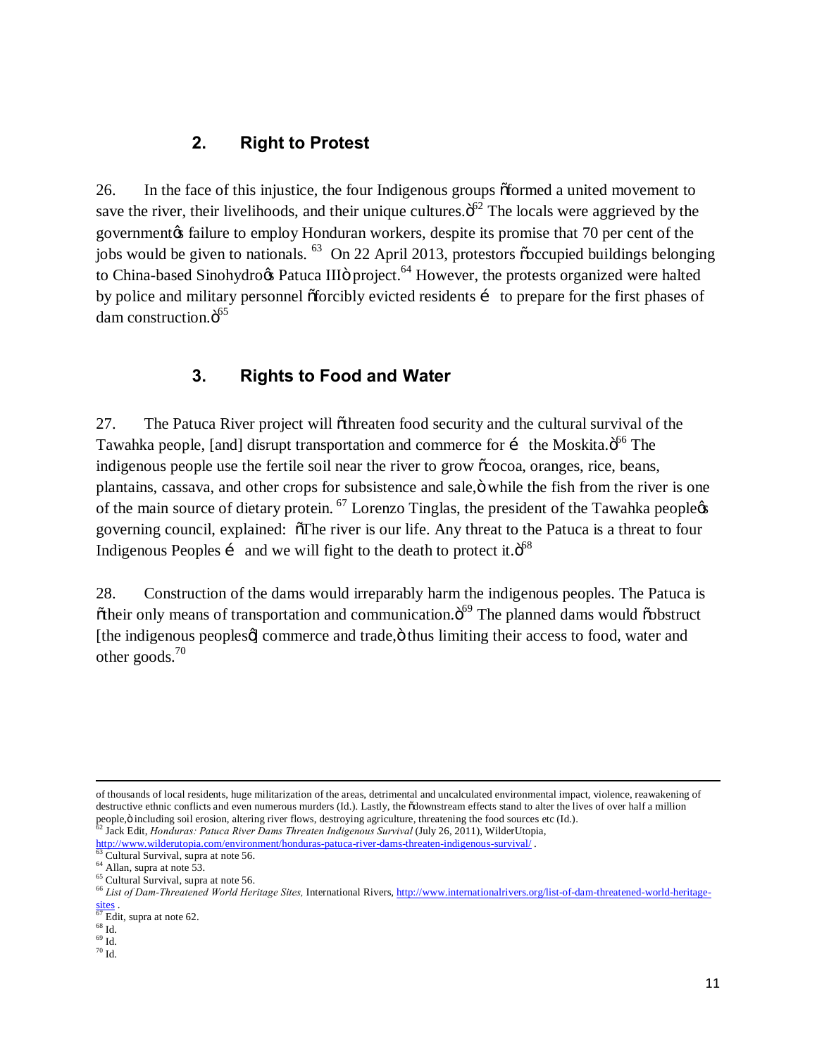### 2. Right to Protest

26. In the face of this injustice, the four Indigenous groups "formed a united movement to save the river, their livelihoods, and their unique cultures."[62] The locals were aggrieved by the government's failure to employ Honduran workers, despite its promise that 70 per cent of the jobs would be given to nationals. [63] On 22 April 2013, protestors "occupied buildings belonging to China-based Sinohydro's Patuca III" project.[64] However, the protests organized were halted by police and military personnel "forcibly evicted residents … to prepare for the first phases of dam construction."[65]

### 3. Rights to Food and Water

27. The Patuca River project will "threaten food security and the cultural survival of the Tawahka people, [and] disrupt transportation and commerce for … the Moskita."[66] The indigenous people use the fertile soil near the river to grow "cocoa, oranges, rice, beans, plantains, cassava, and other crops for subsistence and sale," while the fish from the river is one of the main source of dietary protein. [67] Lorenzo Tinglas, the president of the Tawahka people's governing council, explained: "The river is our life. Any threat to the Patuca is a threat to four Indigenous Peoples … and we will fight to the death to protect it."[68]

28. Construction of the dams would irreparably harm the indigenous peoples. The Patuca is "their only means of transportation and communication."[69] The planned dams would "obstruct [the indigenous peoples'] commerce and trade," thus limiting their access to food, water and other goods.[70]

---

of thousands of local residents, huge militarization of the areas, detrimental and uncalculated environmental impact, violence, reawakening of destructive ethnic conflicts and even numerous murders (Id.). Lastly, the "downstream effects stand to alter the lives of over half a million people," including soil erosion, altering river flows, destroying agriculture, threatening the food sources etc (Id.).

[62] Jack Edit, *Honduras: Patuca River Dams Threaten Indigenous Survival* (July 26, 2011), WilderUtopia, http://www.wilderutopia.com/environment/honduras-patuca-river-dams-threaten-indigenous-survival/ .

[63] Cultural Survival, supra at note 56.

[64] Allan, supra at note 53.

[65] Cultural Survival, supra at note 56.

[66] *List of Dam-Threatened World Heritage Sites,* International Rivers, http://www.internationalrivers.org/list-of-dam-threatened-world-heritage-sites .

[67] Edit, supra at note 62.

[68] Id.

[69] Id.

[70] Id.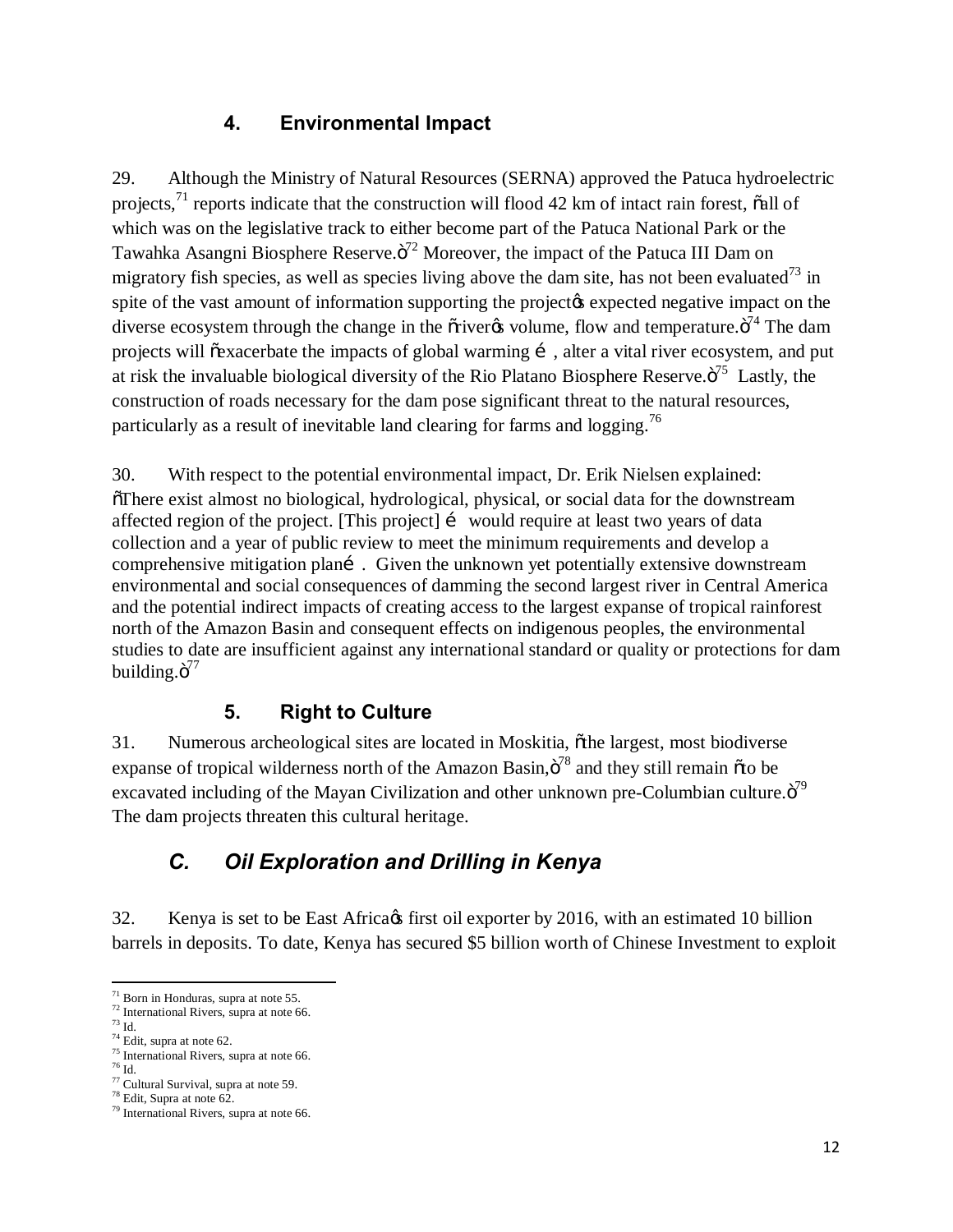### 4. Environmental Impact

29. Although the Ministry of Natural Resources (SERNA) approved the Patuca hydroelectric projects,[71] reports indicate that the construction will flood 42 km of intact rain forest, õall of which was on the legislative track to either become part of the Patuca National Park or the Tawahka Asangni Biosphere Reserve.ö[72] Moreover, the impact of the Patuca III Dam on migratory fish species, as well as species living above the dam site, has not been evaluated[73] in spite of the vast amount of information supporting the projectøs expected negative impact on the diverse ecosystem through the change in the õriverøs volume, flow and temperature.ö[74] The dam projects will õexacerbate the impacts of global warming é , alter a vital river ecosystem, and put at risk the invaluable biological diversity of the Rio Platano Biosphere Reserve.ö[75] Lastly, the construction of roads necessary for the dam pose significant threat to the natural resources, particularly as a result of inevitable land clearing for farms and logging.[76]

30. With respect to the potential environmental impact, Dr. Erik Nielsen explained: õThere exist almost no biological, hydrological, physical, or social data for the downstream affected region of the project. [This project] é would require at least two years of data collection and a year of public review to meet the minimum requirements and develop a comprehensive mitigation plané . Given the unknown yet potentially extensive downstream environmental and social consequences of damming the second largest river in Central America and the potential indirect impacts of creating access to the largest expanse of tropical rainforest north of the Amazon Basin and consequent effects on indigenous peoples, the environmental studies to date are insufficient against any international standard or quality or protections for dam building.ö[77]

### 5. Right to Culture

31. Numerous archeological sites are located in Moskitia, õthe largest, most biodiverse expanse of tropical wilderness north of the Amazon Basin,ö[78] and they still remain õto be excavated including of the Mayan Civilization and other unknown pre-Columbian culture.ö[79] The dam projects threaten this cultural heritage.

## *C. Oil Exploration and Drilling in Kenya*

32. Kenya is set to be East Africaøs first oil exporter by 2016, with an estimated 10 billion barrels in deposits. To date, Kenya has secured $5 billion worth of Chinese Investment to exploit

---

[71] Born in Honduras, supra at note 55.
[72] International Rivers, supra at note 66.
[73] Id.
[74] Edit, supra at note 62.
[75] International Rivers, supra at note 66.
[76] Id.
[77] Cultural Survival, supra at note 59.
[78] Edit, Supra at note 62.
[79] International Rivers, supra at note 66.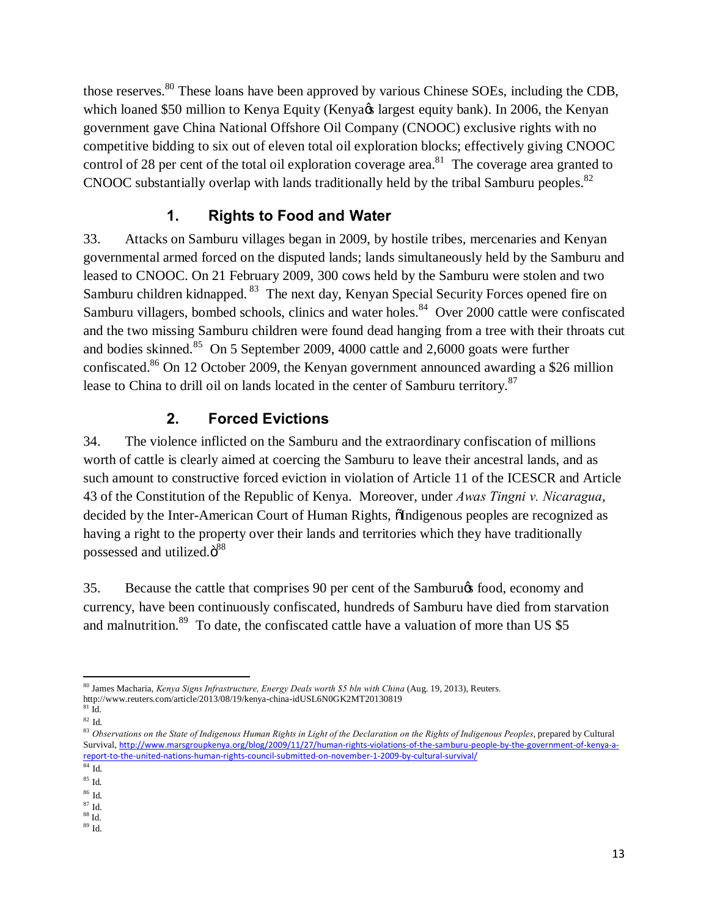those reserves.[80] These loans have been approved by various Chinese SOEs, including the CDB, which loaned $50 million to Kenya Equity (Kenya's largest equity bank). In 2006, the Kenyan government gave China National Offshore Oil Company (CNOOC) exclusive rights with no competitive bidding to six out of eleven total oil exploration blocks; effectively giving CNOOC control of 28 per cent of the total oil exploration coverage area.[81] The coverage area granted to CNOOC substantially overlap with lands traditionally held by the tribal Samburu peoples.[82]

### 1. Rights to Food and Water

33. Attacks on Samburu villages began in 2009, by hostile tribes, mercenaries and Kenyan governmental armed forced on the disputed lands; lands simultaneously held by the Samburu and leased to CNOOC. On 21 February 2009, 300 cows held by the Samburu were stolen and two Samburu children kidnapped.[83] The next day, Kenyan Special Security Forces opened fire on Samburu villagers, bombed schools, clinics and water holes.[84] Over 2000 cattle were confiscated and the two missing Samburu children were found dead hanging from a tree with their throats cut and bodies skinned.[85] On 5 September 2009, 4000 cattle and 2,6000 goats were further confiscated.[86] On 12 October 2009, the Kenyan government announced awarding a $26 million lease to China to drill oil on lands located in the center of Samburu territory.[87]

### 2. Forced Evictions

34. The violence inflicted on the Samburu and the extraordinary confiscation of millions worth of cattle is clearly aimed at coercing the Samburu to leave their ancestral lands, and as such amount to constructive forced eviction in violation of Article 11 of the ICESCR and Article 43 of the Constitution of the Republic of Kenya. Moreover, under *Awas Tingni v. Nicaragua*, decided by the Inter-American Court of Human Rights, "Indigenous peoples are recognized as having a right to the property over their lands and territories which they have traditionally possessed and utilized."[88]

35. Because the cattle that comprises 90 per cent of the Samburu's food, economy and currency, have been continuously confiscated, hundreds of Samburu have died from starvation and malnutrition.[89] To date, the confiscated cattle have a valuation of more than US $5

---

[80] James Macharia, *Kenya Signs Infrastructure, Energy Deals worth $5 bln with China* (Aug. 19, 2013), Reuters. http://www.reuters.com/article/2013/08/19/kenya-china-idUSL6N0GK2MT20130819

[81] Id.

[82] Id.

[83] *Observations on the State of Indigenous Human Rights in Light of the Declaration on the Rights of Indigenous Peoples*, prepared by Cultural Survival, http://www.marsgroupkenya.org/blog/2009/11/27/human-rights-violations-of-the-samburu-people-by-the-government-of-kenya-a-report-to-the-united-nations-human-rights-council-submitted-on-november-1-2009-by-cultural-survival/

[84] Id.

[85] Id.

[86] Id.

[87] Id.

[88] Id.

[89] Id.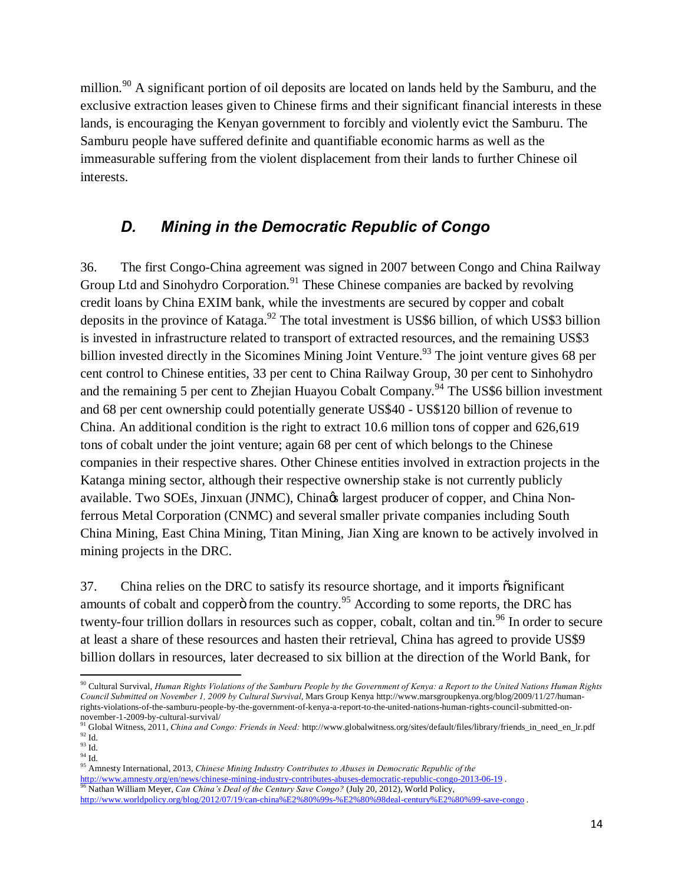million.[90] A significant portion of oil deposits are located on lands held by the Samburu, and the exclusive extraction leases given to Chinese firms and their significant financial interests in these lands, is encouraging the Kenyan government to forcibly and violently evict the Samburu. The Samburu people have suffered definite and quantifiable economic harms as well as the immeasurable suffering from the violent displacement from their lands to further Chinese oil interests.

## *D. Mining in the Democratic Republic of Congo*

36. The first Congo-China agreement was signed in 2007 between Congo and China Railway Group Ltd and Sinohydro Corporation.[91] These Chinese companies are backed by revolving credit loans by China EXIM bank, while the investments are secured by copper and cobalt deposits in the province of Kataga.[92] The total investment is US$6 billion, of which US$3 billion is invested in infrastructure related to transport of extracted resources, and the remaining US$3 billion invested directly in the Sicomines Mining Joint Venture.[93] The joint venture gives 68 per cent control to Chinese entities, 33 per cent to China Railway Group, 30 per cent to Sinhohydro and the remaining 5 per cent to Zhejian Huayou Cobalt Company.[94] The US$6 billion investment and 68 per cent ownership could potentially generate US$40 - US$120 billion of revenue to China. An additional condition is the right to extract 10.6 million tons of copper and 626,619 tons of cobalt under the joint venture; again 68 per cent of which belongs to the Chinese companies in their respective shares. Other Chinese entities involved in extraction projects in the Katanga mining sector, although their respective ownership stake is not currently publicly available. Two SOEs, Jinxuan (JNMC), China's largest producer of copper, and China Non-ferrous Metal Corporation (CNMC) and several smaller private companies including South China Mining, East China Mining, Titan Mining, Jian Xing are known to be actively involved in mining projects in the DRC.

37. China relies on the DRC to satisfy its resource shortage, and it imports "significant amounts of cobalt and copper" from the country.[95] According to some reports, the DRC has twenty-four trillion dollars in resources such as copper, cobalt, coltan and tin.[96] In order to secure at least a share of these resources and hasten their retrieval, China has agreed to provide US$9 billion dollars in resources, later decreased to six billion at the direction of the World Bank, for

---

[90] Cultural Survival, *Human Rights Violations of the Samburu People by the Government of Kenya: a Report to the United Nations Human Rights Council Submitted on November 1, 2009 by Cultural Survival*, Mars Group Kenya http://www.marsgroupkenya.org/blog/2009/11/27/human-rights-violations-of-the-samburu-people-by-the-government-of-kenya-a-report-to-the-united-nations-human-rights-council-submitted-on-november-1-2009-by-cultural-survival/

[91] Global Witness, 2011, *China and Congo: Friends in Need:* http://www.globalwitness.org/sites/default/files/library/friends_in_need_en_lr.pdf

[92] Id.

[93] Id.

[94] Id.

[95] Amnesty International, 2013, *Chinese Mining Industry Contributes to Abuses in Democratic Republic of the* http://www.amnesty.org/en/news/chinese-mining-industry-contributes-abuses-democratic-republic-congo-2013-06-19 .

[96] Nathan William Meyer, *Can China's Deal of the Century Save Congo?* (July 20, 2012), World Policy, http://www.worldpolicy.org/blog/2012/07/19/can-china%E2%80%99s-%E2%80%98deal-century%E2%80%99-save-congo .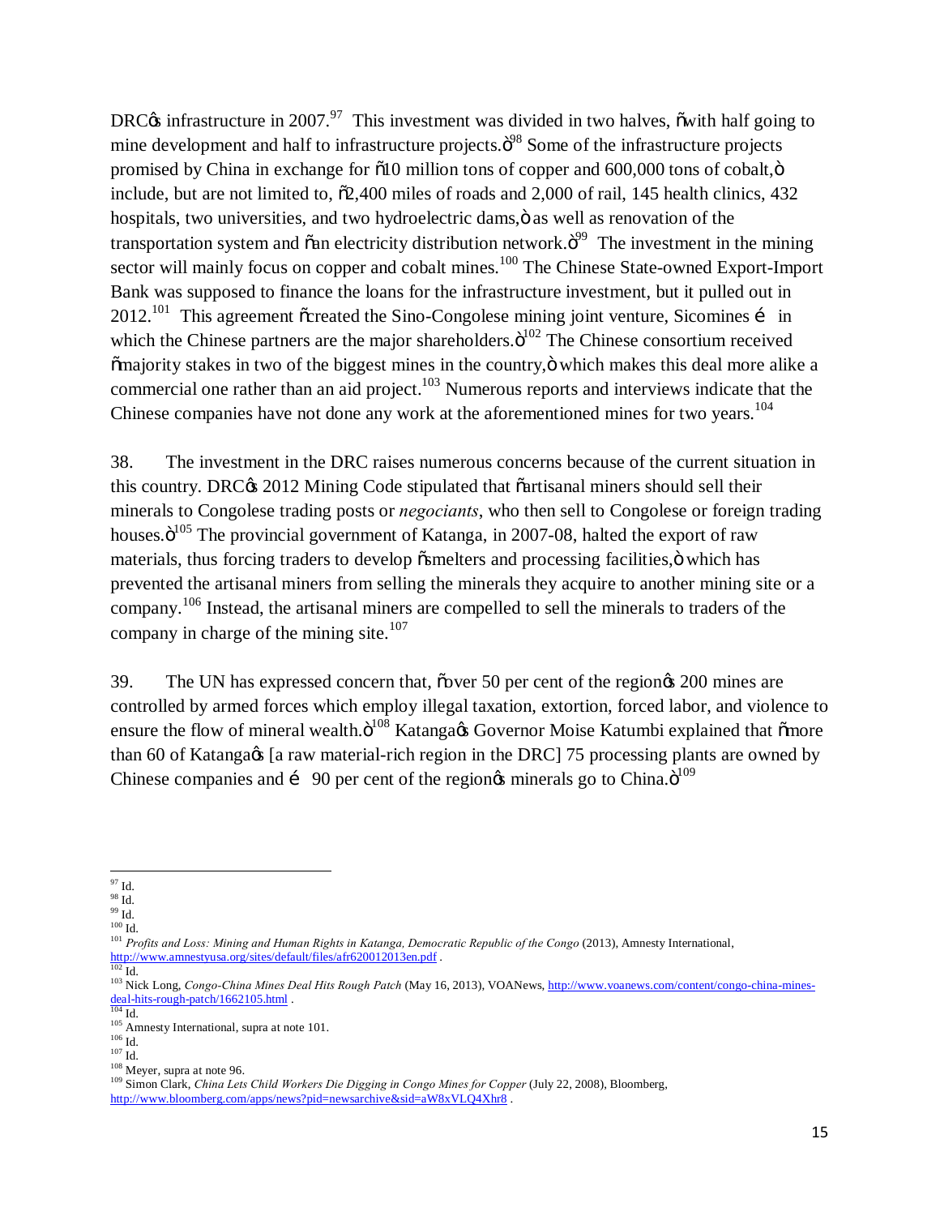DRC's infrastructure in 2007.[97] This investment was divided in two halves, "with half going to mine development and half to infrastructure projects."[98] Some of the infrastructure projects promised by China in exchange for "10 million tons of copper and 600,000 tons of cobalt," include, but are not limited to, "2,400 miles of roads and 2,000 of rail, 145 health clinics, 432 hospitals, two universities, and two hydroelectric dams," as well as renovation of the transportation system and "an electricity distribution network."[99] The investment in the mining sector will mainly focus on copper and cobalt mines.[100] The Chinese State-owned Export-Import Bank was supposed to finance the loans for the infrastructure investment, but it pulled out in 2012.[101] This agreement "created the Sino-Congolese mining joint venture, Sicomines … in which the Chinese partners are the major shareholders."[102] The Chinese consortium received "majority stakes in two of the biggest mines in the country," which makes this deal more alike a commercial one rather than an aid project.[103] Numerous reports and interviews indicate that the Chinese companies have not done any work at the aforementioned mines for two years.[104]

38. The investment in the DRC raises numerous concerns because of the current situation in this country. DRC's 2012 Mining Code stipulated that "artisanal miners should sell their minerals to Congolese trading posts or *negociants*, who then sell to Congolese or foreign trading houses."[105] The provincial government of Katanga, in 2007-08, halted the export of raw materials, thus forcing traders to develop "smelters and processing facilities," which has prevented the artisanal miners from selling the minerals they acquire to another mining site or a company.[106] Instead, the artisanal miners are compelled to sell the minerals to traders of the company in charge of the mining site.[107]

39. The UN has expressed concern that, "over 50 per cent of the region's 200 mines are controlled by armed forces which employ illegal taxation, extortion, forced labor, and violence to ensure the flow of mineral wealth."[108] Katanga's Governor Moise Katumbi explained that "more than 60 of Katanga's [a raw material-rich region in the DRC] 75 processing plants are owned by Chinese companies and … 90 per cent of the region's minerals go to China."[109]

---

[97] Id.
[98] Id.
[99] Id.
[100] Id.
[101] *Profits and Loss: Mining and Human Rights in Katanga, Democratic Republic of the Congo* (2013), Amnesty International, http://www.amnestyusa.org/sites/default/files/afr620012013en.pdf .
[102] Id.
[103] Nick Long, *Congo-China Mines Deal Hits Rough Patch* (May 16, 2013), VOANews, http://www.voanews.com/content/congo-china-mines-deal-hits-rough-patch/1662105.html .
[104] Id.
[105] Amnesty International, supra at note 101.
[106] Id.
[107] Id.
[108] Meyer, supra at note 96.
[109] Simon Clark, *China Lets Child Workers Die Digging in Congo Mines for Copper* (July 22, 2008), Bloomberg, http://www.bloomberg.com/apps/news?pid=newsarchive&sid=aW8xVLQ4Xhr8 .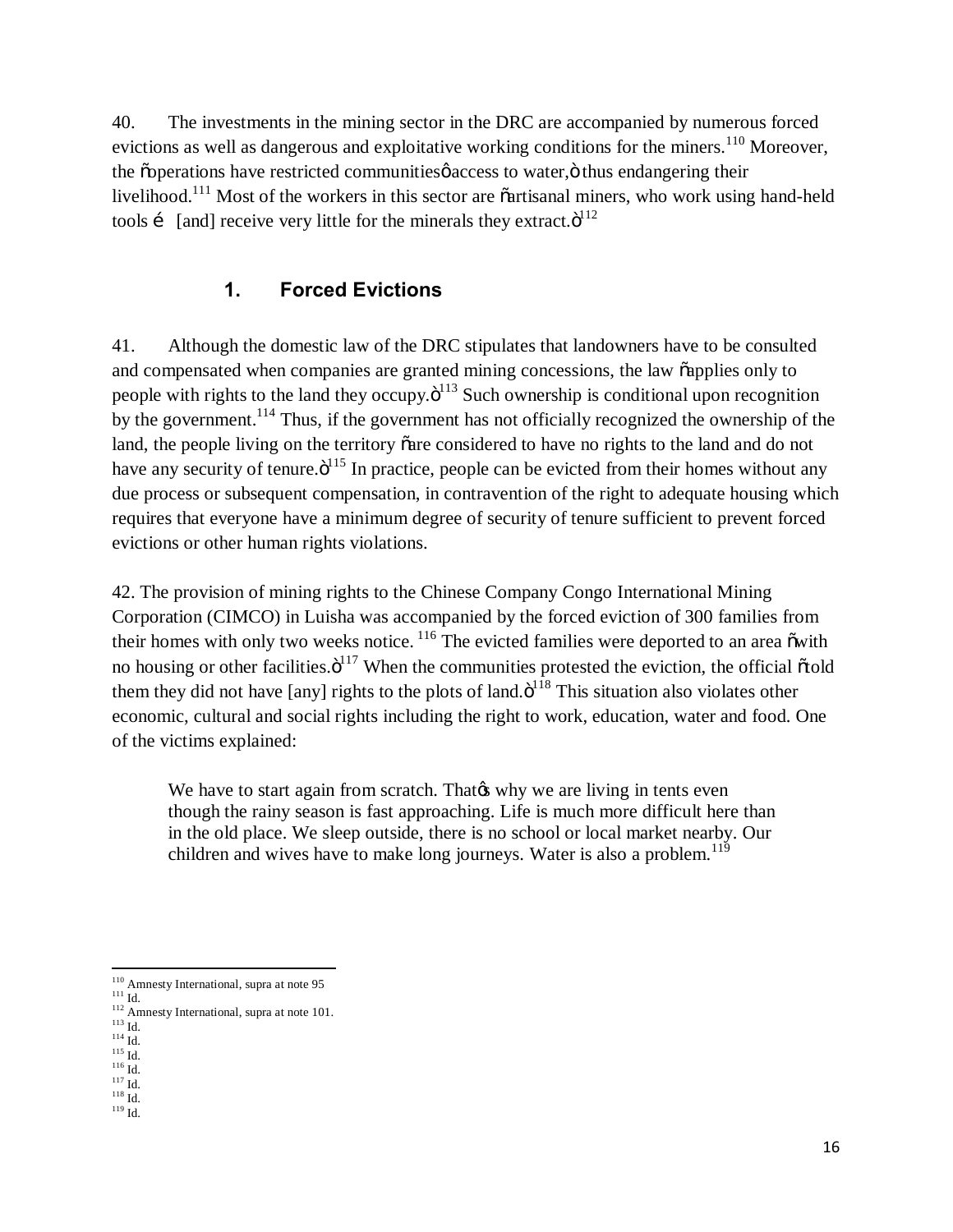40. The investments in the mining sector in the DRC are accompanied by numerous forced evictions as well as dangerous and exploitative working conditions for the miners.[110] Moreover, the "operations have restricted communities' access to water," thus endangering their livelihood.[111] Most of the workers in this sector are "artisanal miners, who work using hand-held tools … [and] receive very little for the minerals they extract."[112]

## 1. Forced Evictions

41. Although the domestic law of the DRC stipulates that landowners have to be consulted and compensated when companies are granted mining concessions, the law "applies only to people with rights to the land they occupy."[113] Such ownership is conditional upon recognition by the government.[114] Thus, if the government has not officially recognized the ownership of the land, the people living on the territory "are considered to have no rights to the land and do not have any security of tenure."[115] In practice, people can be evicted from their homes without any due process or subsequent compensation, in contravention of the right to adequate housing which requires that everyone have a minimum degree of security of tenure sufficient to prevent forced evictions or other human rights violations.

42. The provision of mining rights to the Chinese Company Congo International Mining Corporation (CIMCO) in Luisha was accompanied by the forced eviction of 300 families from their homes with only two weeks notice. [116] The evicted families were deported to an area "with no housing or other facilities."[117] When the communities protested the eviction, the official "told them they did not have [any] rights to the plots of land."[118] This situation also violates other economic, cultural and social rights including the right to work, education, water and food. One of the victims explained:

> We have to start again from scratch. That's why we are living in tents even though the rainy season is fast approaching. Life is much more difficult here than in the old place. We sleep outside, there is no school or local market nearby. Our children and wives have to make long journeys. Water is also a problem.[119]

---

[110] Amnesty International, supra at note 95
[111] Id.
[112] Amnesty International, supra at note 101.
[113] Id.
[114] Id.
[115] Id.
[116] Id.
[117] Id.
[118] Id.
[119] Id.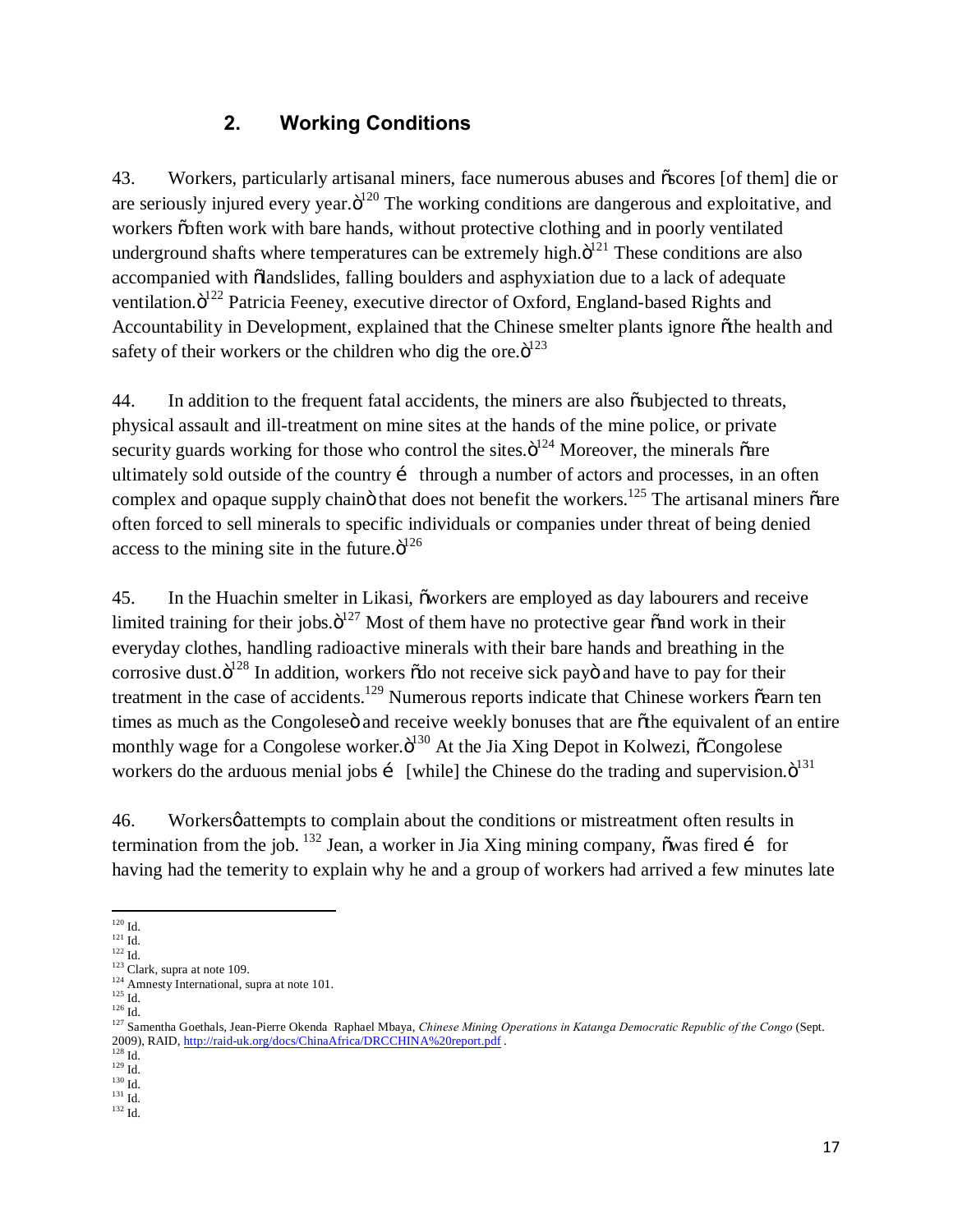## 2. Working Conditions

43. Workers, particularly artisanal miners, face numerous abuses and "scores [of them] die or are seriously injured every year."[120] The working conditions are dangerous and exploitative, and workers "often work with bare hands, without protective clothing and in poorly ventilated underground shafts where temperatures can be extremely high."[121] These conditions are also accompanied with "landslides, falling boulders and asphyxiation due to a lack of adequate ventilation."[122] Patricia Feeney, executive director of Oxford, England-based Rights and Accountability in Development, explained that the Chinese smelter plants ignore "the health and safety of their workers or the children who dig the ore."[123]

44. In addition to the frequent fatal accidents, the miners are also "subjected to threats, physical assault and ill-treatment on mine sites at the hands of the mine police, or private security guards working for those who control the sites."[124] Moreover, the minerals "are ultimately sold outside of the country … through a number of actors and processes, in an often complex and opaque supply chain" that does not benefit the workers.[125] The artisanal miners "are often forced to sell minerals to specific individuals or companies under threat of being denied access to the mining site in the future."[126]

45. In the Huachin smelter in Likasi, "workers are employed as day labourers and receive limited training for their jobs."[127] Most of them have no protective gear "and work in their everyday clothes, handling radioactive minerals with their bare hands and breathing in the corrosive dust."[128] In addition, workers "do not receive sick pay" and have to pay for their treatment in the case of accidents.[129] Numerous reports indicate that Chinese workers "earn ten times as much as the Congolese" and receive weekly bonuses that are "the equivalent of an entire monthly wage for a Congolese worker."[130] At the Jia Xing Depot in Kolwezi, "Congolese workers do the arduous menial jobs … [while] the Chinese do the trading and supervision."[131]

46. Workers' attempts to complain about the conditions or mistreatment often results in termination from the job. [132] Jean, a worker in Jia Xing mining company, "was fired … for having had the temerity to explain why he and a group of workers had arrived a few minutes late

---

[120] Id.
[121] Id.
[122] Id.
[123] Clark, supra at note 109.
[124] Amnesty International, supra at note 101.
[125] Id.
[126] Id.
[127] Samentha Goethals, Jean-Pierre Okenda Raphael Mbaya, *Chinese Mining Operations in Katanga Democratic Republic of the Congo* (Sept. 2009), RAID, http://raid-uk.org/docs/ChinaAfrica/DRCCHINA%20report.pdf .
[128] Id.
[129] Id.
[130] Id.
[131] Id.
[132] Id.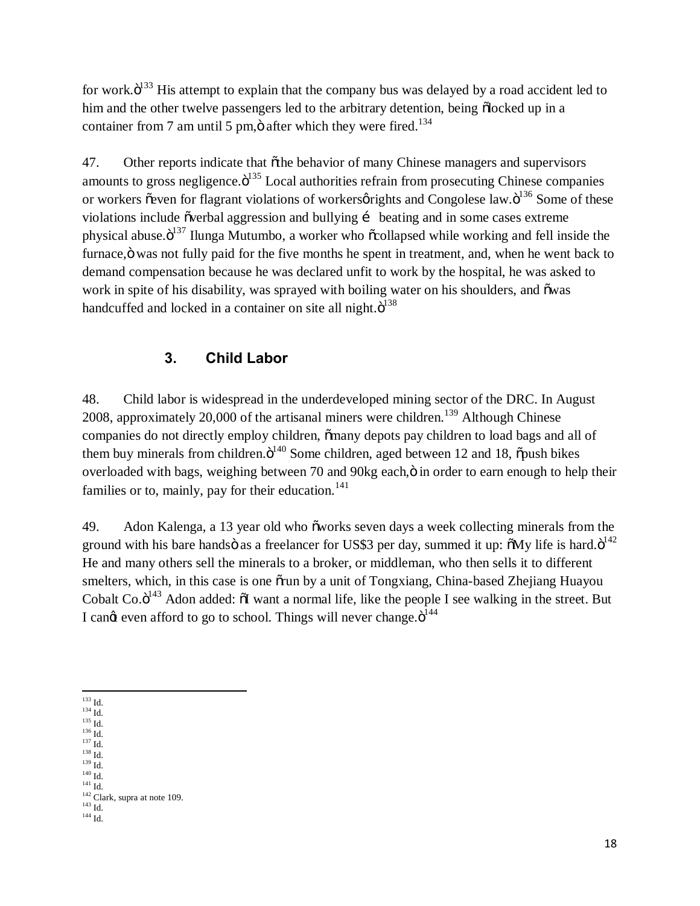for work."[133] His attempt to explain that the company bus was delayed by a road accident led to him and the other twelve passengers led to the arbitrary detention, being "locked up in a container from 7 am until 5 pm," after which they were fired.[134]

47. Other reports indicate that "the behavior of many Chinese managers and supervisors amounts to gross negligence."[135] Local authorities refrain from prosecuting Chinese companies or workers "even for flagrant violations of workers' rights and Congolese law."[136] Some of these violations include "verbal aggression and bullying … beating and in some cases extreme physical abuse."[137] Ilunga Mutumbo, a worker who "collapsed while working and fell inside the furnace," was not fully paid for the five months he spent in treatment, and, when he went back to demand compensation because he was declared unfit to work by the hospital, he was asked to work in spite of his disability, was sprayed with boiling water on his shoulders, and "was handcuffed and locked in a container on site all night."[138]

### 3. Child Labor

48. Child labor is widespread in the underdeveloped mining sector of the DRC. In August 2008, approximately 20,000 of the artisanal miners were children.[139] Although Chinese companies do not directly employ children, "many depots pay children to load bags and all of them buy minerals from children."[140] Some children, aged between 12 and 18, "push bikes overloaded with bags, weighing between 70 and 90kg each," in order to earn enough to help their families or to, mainly, pay for their education.[141]

49. Adon Kalenga, a 13 year old who "works seven days a week collecting minerals from the ground with his bare hands" as a freelancer for US$3 per day, summed it up: "My life is hard."[142] He and many others sell the minerals to a broker, or middleman, who then sells it to different smelters, which, in this case is one "run by a unit of Tongxiang, China-based Zhejiang Huayou Cobalt Co."[143] Adon added: "I want a normal life, like the people I see walking in the street. But I can't even afford to go to school. Things will never change."[144]

---

[133] Id.
[134] Id.
[135] Id.
[136] Id.
[137] Id.
[138] Id.
[139] Id.
[140] Id.
[141] Id.
[142] Clark, supra at note 109.
[143] Id.
[144] Id.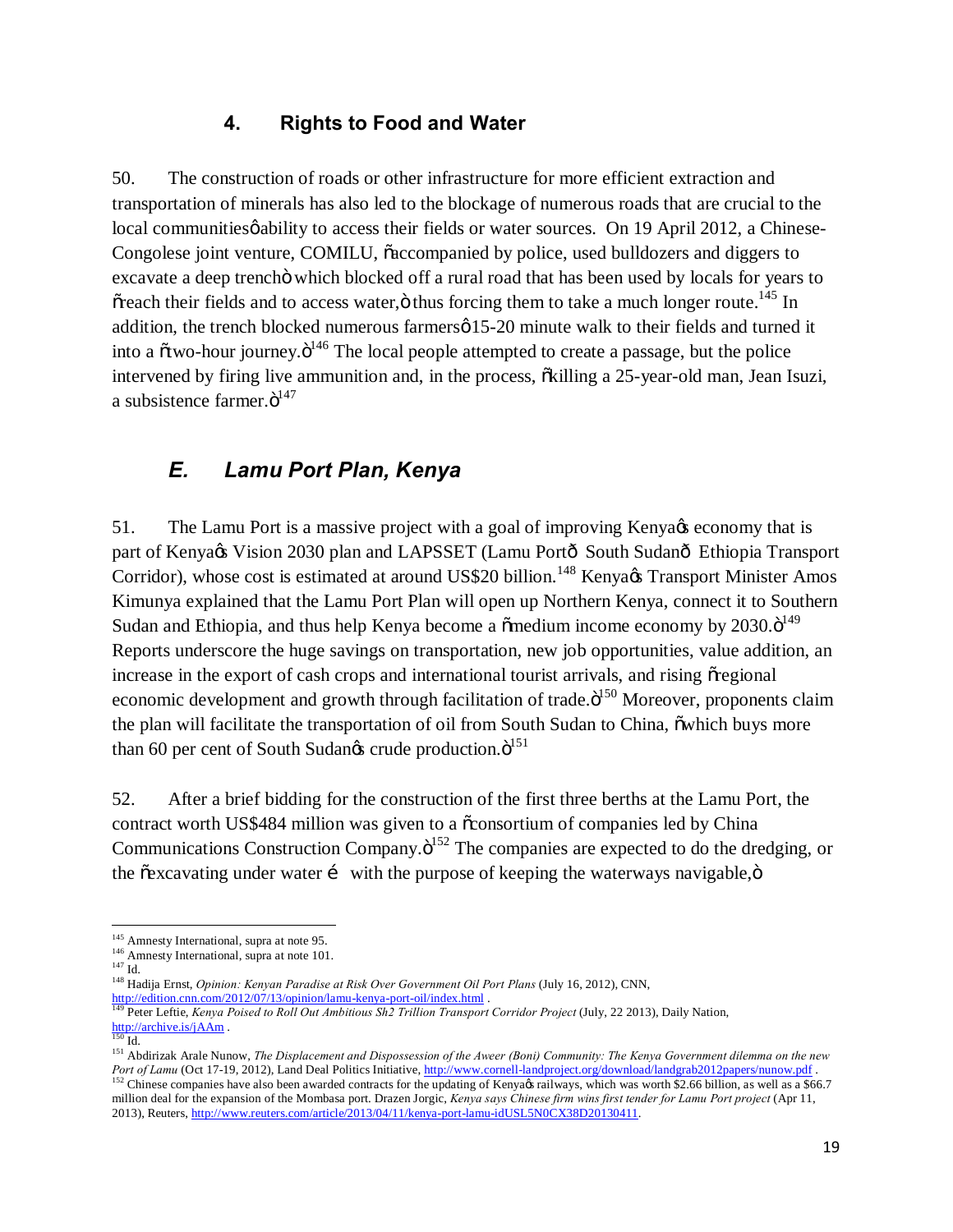### 4. Rights to Food and Water

50. The construction of roads or other infrastructure for more efficient extraction and transportation of minerals has also led to the blockage of numerous roads that are crucial to the local communities' ability to access their fields or water sources. On 19 April 2012, a Chinese-Congolese joint venture, COMILU, "accompanied by police, used bulldozers and diggers to excavate a deep trench" which blocked off a rural road that has been used by locals for years to "reach their fields and to access water," thus forcing them to take a much longer route.[145] In addition, the trench blocked numerous farmers' 15-20 minute walk to their fields and turned it into a "two-hour journey."[146] The local people attempted to create a passage, but the police intervened by firing live ammunition and, in the process, "killing a 25-year-old man, Jean Isuzi, a subsistence farmer."[147]

## *E. Lamu Port Plan, Kenya*

51. The Lamu Port is a massive project with a goal of improving Kenya's economy that is part of Kenya's Vision 2030 plan and LAPSSET (Lamu Port— South Sudan— Ethiopia Transport Corridor), whose cost is estimated at around US$20 billion.[148] Kenya's Transport Minister Amos Kimunya explained that the Lamu Port Plan will open up Northern Kenya, connect it to Southern Sudan and Ethiopia, and thus help Kenya become a "medium income economy by 2030."[149] Reports underscore the huge savings on transportation, new job opportunities, value addition, an increase in the export of cash crops and international tourist arrivals, and rising "regional economic development and growth through facilitation of trade."[150] Moreover, proponents claim the plan will facilitate the transportation of oil from South Sudan to China, "which buys more than 60 per cent of South Sudan's crude production."[151]

52. After a brief bidding for the construction of the first three berths at the Lamu Port, the contract worth US$484 million was given to a "consortium of companies led by China Communications Construction Company."[152] The companies are expected to do the dredging, or the "excavating under water … with the purpose of keeping the waterways navigable,"

---

[145] Amnesty International, supra at note 95.

[146] Amnesty International, supra at note 101.

[147] Id.

[148] Hadija Ernst, *Opinion: Kenyan Paradise at Risk Over Government Oil Port Plans* (July 16, 2012), CNN, http://edition.cnn.com/2012/07/13/opinion/lamu-kenya-port-oil/index.html .

[149] Peter Leftie, *Kenya Poised to Roll Out Ambitious Sh2 Trillion Transport Corridor Project* (July, 22 2013), Daily Nation, http://archive.is/jAAm .

[150] Id.

[151] Abdirizak Arale Nunow, *The Displacement and Dispossession of the Aweer (Boni) Community: The Kenya Government dilemma on the new Port of Lamu* (Oct 17-19, 2012), Land Deal Politics Initiative, http://www.cornell-landproject.org/download/landgrab2012papers/nunow.pdf .

[152] Chinese companies have also been awarded contracts for the updating of Kenya's railways, which was worth $2.66 billion, as well as a $66.7 million deal for the expansion of the Mombasa port. Drazen Jorgic, *Kenya says Chinese firm wins first tender for Lamu Port project* (Apr 11, 2013), Reuters, http://www.reuters.com/article/2013/04/11/kenya-port-lamu-idUSL5N0CX38D20130411.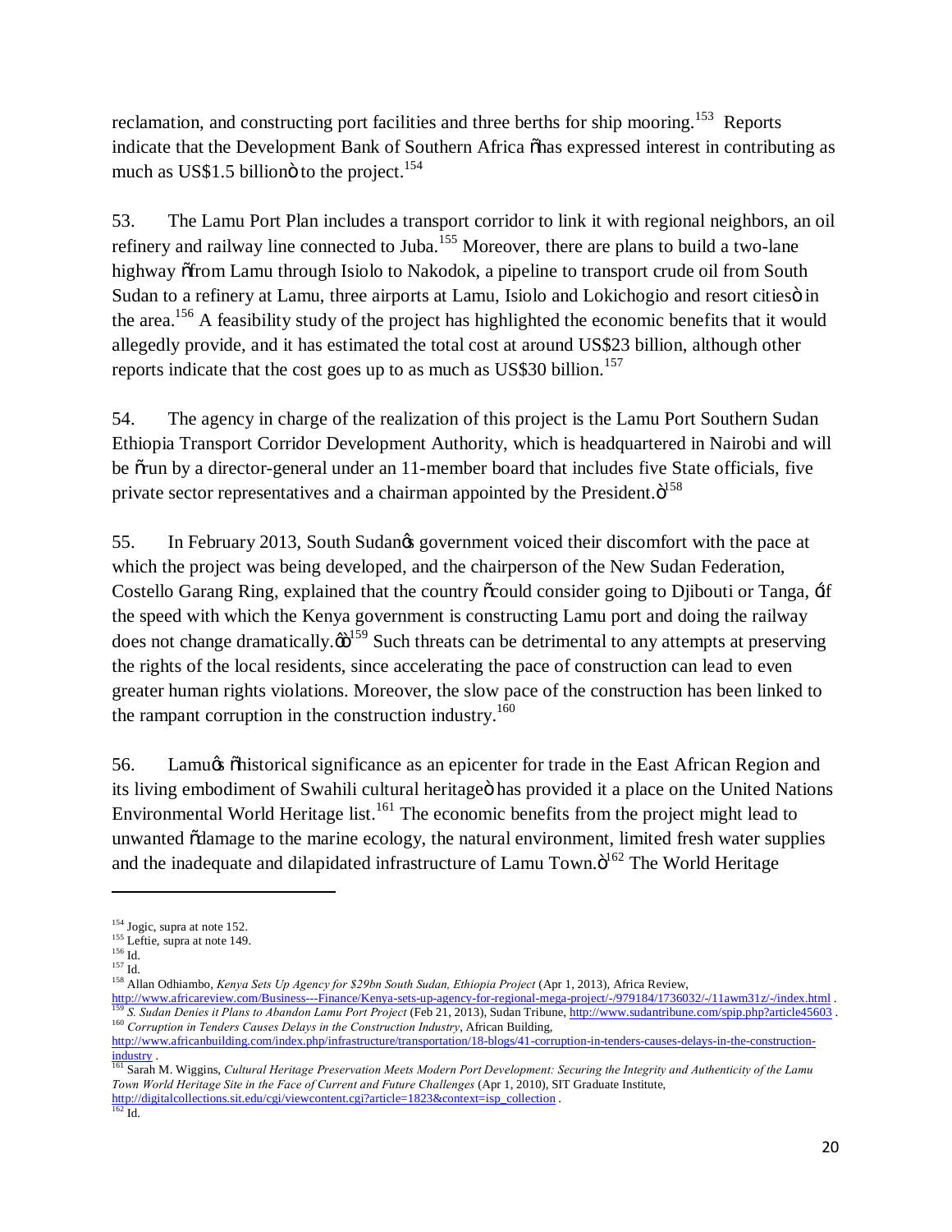reclamation, and constructing port facilities and three berths for ship mooring.[153] Reports indicate that the Development Bank of Southern Africa "has expressed interest in contributing as much as US$1.5 billion" to the project.[154]

53. The Lamu Port Plan includes a transport corridor to link it with regional neighbors, an oil refinery and railway line connected to Juba.[155] Moreover, there are plans to build a two-lane highway "from Lamu through Isiolo to Nakodok, a pipeline to transport crude oil from South Sudan to a refinery at Lamu, three airports at Lamu, Isiolo and Lokichogio and resort cities" in the area.[156] A feasibility study of the project has highlighted the economic benefits that it would allegedly provide, and it has estimated the total cost at around US$23 billion, although other reports indicate that the cost goes up to as much as US$30 billion.[157]

54. The agency in charge of the realization of this project is the Lamu Port Southern Sudan Ethiopia Transport Corridor Development Authority, which is headquartered in Nairobi and will be "run by a director-general under an 11-member board that includes five State officials, five private sector representatives and a chairman appointed by the President."[158]

55. In February 2013, South Sudan's government voiced their discomfort with the pace at which the project was being developed, and the chairperson of the New Sudan Federation, Costello Garang Ring, explained that the country "could consider going to Djibouti or Tanga, 'if the speed with which the Kenya government is constructing Lamu port and doing the railway does not change dramatically.'"[159] Such threats can be detrimental to any attempts at preserving the rights of the local residents, since accelerating the pace of construction can lead to even greater human rights violations. Moreover, the slow pace of the construction has been linked to the rampant corruption in the construction industry.[160]

56. Lamu's "historical significance as an epicenter for trade in the East African Region and its living embodiment of Swahili cultural heritage" has provided it a place on the United Nations Environmental World Heritage list.[161] The economic benefits from the project might lead to unwanted "damage to the marine ecology, the natural environment, limited fresh water supplies and the inadequate and dilapidated infrastructure of Lamu Town."[162] The World Heritage

---

[154] Jogic, supra at note 152.

[155] Leftie, supra at note 149.

[156] Id.

[157] Id.

[158] Allan Odhiambo, *Kenya Sets Up Agency for $29bn South Sudan, Ethiopia Project* (Apr 1, 2013), Africa Review, http://www.africareview.com/Business---Finance/Kenya-sets-up-agency-for-regional-mega-project/-/979184/1736032/-/11awm31z/-/index.html .

[159] *S. Sudan Denies it Plans to Abandon Lamu Port Project* (Feb 21, 2013), Sudan Tribune, http://www.sudantribune.com/spip.php?article45603 .

[160] *Corruption in Tenders Causes Delays in the Construction Industry*, African Building, http://www.africanbuilding.com/index.php/infrastructure/transportation/18-blogs/41-corruption-in-tenders-causes-delays-in-the-construction-industry .

[161] Sarah M. Wiggins, *Cultural Heritage Preservation Meets Modern Port Development: Securing the Integrity and Authenticity of the Lamu Town World Heritage Site in the Face of Current and Future Challenges* (Apr 1, 2010), SIT Graduate Institute, http://digitalcollections.sit.edu/cgi/viewcontent.cgi?article=1823&context=isp_collection .

[162] Id.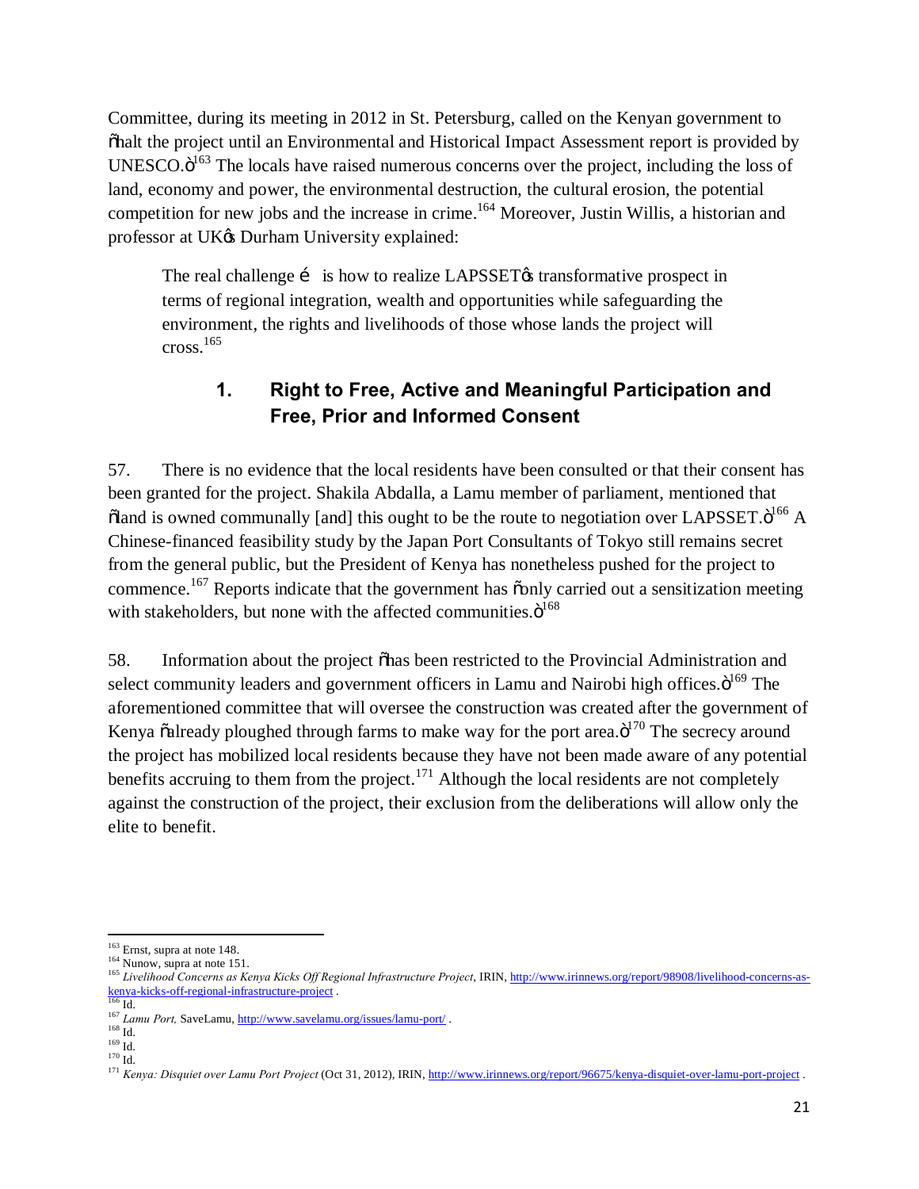Committee, during its meeting in 2012 in St. Petersburg, called on the Kenyan government to "halt the project until an Environmental and Historical Impact Assessment report is provided by UNESCO."[163] The locals have raised numerous concerns over the project, including the loss of land, economy and power, the environmental destruction, the cultural erosion, the potential competition for new jobs and the increase in crime.[164] Moreover, Justin Willis, a historian and professor at UK's Durham University explained:

> The real challenge … is how to realize LAPSSET's transformative prospect in terms of regional integration, wealth and opportunities while safeguarding the environment, the rights and livelihoods of those whose lands the project will cross.[165]

### 1. Right to Free, Active and Meaningful Participation and Free, Prior and Informed Consent

57. There is no evidence that the local residents have been consulted or that their consent has been granted for the project. Shakila Abdalla, a Lamu member of parliament, mentioned that "land is owned communally [and] this ought to be the route to negotiation over LAPSSET."[166] A Chinese-financed feasibility study by the Japan Port Consultants of Tokyo still remains secret from the general public, but the President of Kenya has nonetheless pushed for the project to commence.[167] Reports indicate that the government has "only carried out a sensitization meeting with stakeholders, but none with the affected communities."[168]

58. Information about the project "has been restricted to the Provincial Administration and select community leaders and government officers in Lamu and Nairobi high offices."[169] The aforementioned committee that will oversee the construction was created after the government of Kenya "already ploughed through farms to make way for the port area."[170] The secrecy around the project has mobilized local residents because they have not been made aware of any potential benefits accruing to them from the project.[171] Although the local residents are not completely against the construction of the project, their exclusion from the deliberations will allow only the elite to benefit.

---

[163] Ernst, supra at note 148.
[164] Nunow, supra at note 151.
[165] *Livelihood Concerns as Kenya Kicks Off Regional Infrastructure Project*, IRIN, http://www.irinnews.org/report/98908/livelihood-concerns-as-kenya-kicks-off-regional-infrastructure-project .
[166] Id.
[167] *Lamu Port,* SaveLamu, http://www.savelamu.org/issues/lamu-port/ .
[168] Id.
[169] Id.
[170] Id.
[171] *Kenya: Disquiet over Lamu Port Project* (Oct 31, 2012), IRIN, http://www.irinnews.org/report/96675/kenya-disquiet-over-lamu-port-project .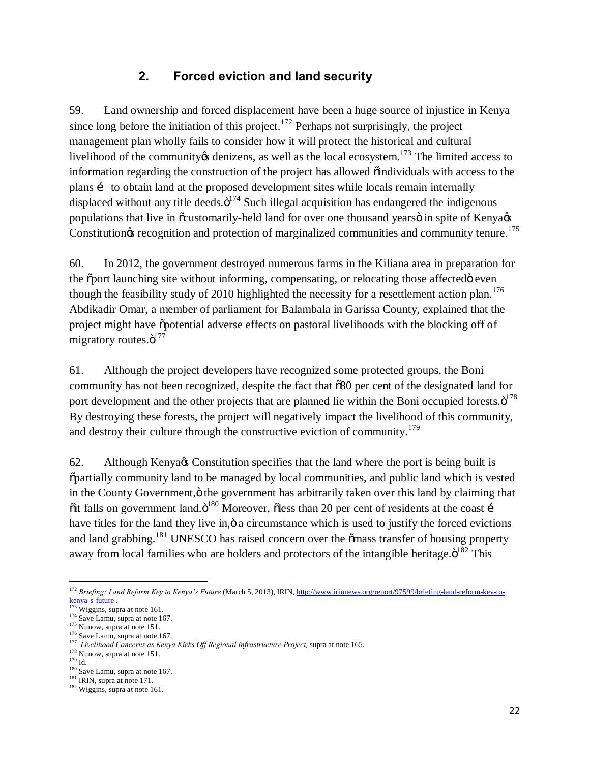## 2. Forced eviction and land security

59. Land ownership and forced displacement have been a huge source of injustice in Kenya since long before the initiation of this project.[172] Perhaps not surprisingly, the project management plan wholly fails to consider how it will protect the historical and cultural livelihood of the community's denizens, as well as the local ecosystem.[173] The limited access to information regarding the construction of the project has allowed "individuals with access to the plans … to obtain land at the proposed development sites while locals remain internally displaced without any title deeds."[174] Such illegal acquisition has endangered the indigenous populations that live in "customarily-held land for over one thousand years" in spite of Kenya's Constitution's recognition and protection of marginalized communities and community tenure.[175]

60. In 2012, the government destroyed numerous farms in the Kiliana area in preparation for the "port launching site without informing, compensating, or relocating those affected" even though the feasibility study of 2010 highlighted the necessity for a resettlement action plan.[176] Abdikadir Omar, a member of parliament for Balambala in Garissa County, explained that the project might have "potential adverse effects on pastoral livelihoods with the blocking off of migratory routes."[177]

61. Although the project developers have recognized some protected groups, the Boni community has not been recognized, despite the fact that "80 per cent of the designated land for port development and the other projects that are planned lie within the Boni occupied forests."[178] By destroying these forests, the project will negatively impact the livelihood of this community, and destroy their culture through the constructive eviction of community.[179]

62. Although Kenya's Constitution specifies that the land where the port is being built is "partially community land to be managed by local communities, and public land which is vested in the County Government," the government has arbitrarily taken over this land by claiming that "it falls on government land."[180] Moreover, "less than 20 per cent of residents at the coast … have titles for the land they live in," a circumstance which is used to justify the forced evictions and land grabbing.[181] UNESCO has raised concern over the "mass transfer of housing property away from local families who are holders and protectors of the intangible heritage."[182] This

---

[172] *Briefing: Land Reform Key to Kenya's Future* (March 5, 2013), IRIN, http://www.irinnews.org/report/97599/briefing-land-reform-key-to-kenya-s-future .

[173] Wiggins, supra at note 161.

[174] Save Lamu, supra at note 167.

[175] Nunow, supra at note 151.

[176] Save Lamu, supra at note 167.

[177] *Livelihood Concerns as Kenya Kicks Off Regional Infrastructure Project,* supra at note 165.

[178] Nunow, supra at note 151.

[179] Id.

[180] Save Lamu, supra at note 167.

[181] IRIN, supra at note 171.

[182] Wiggins, supra at note 161.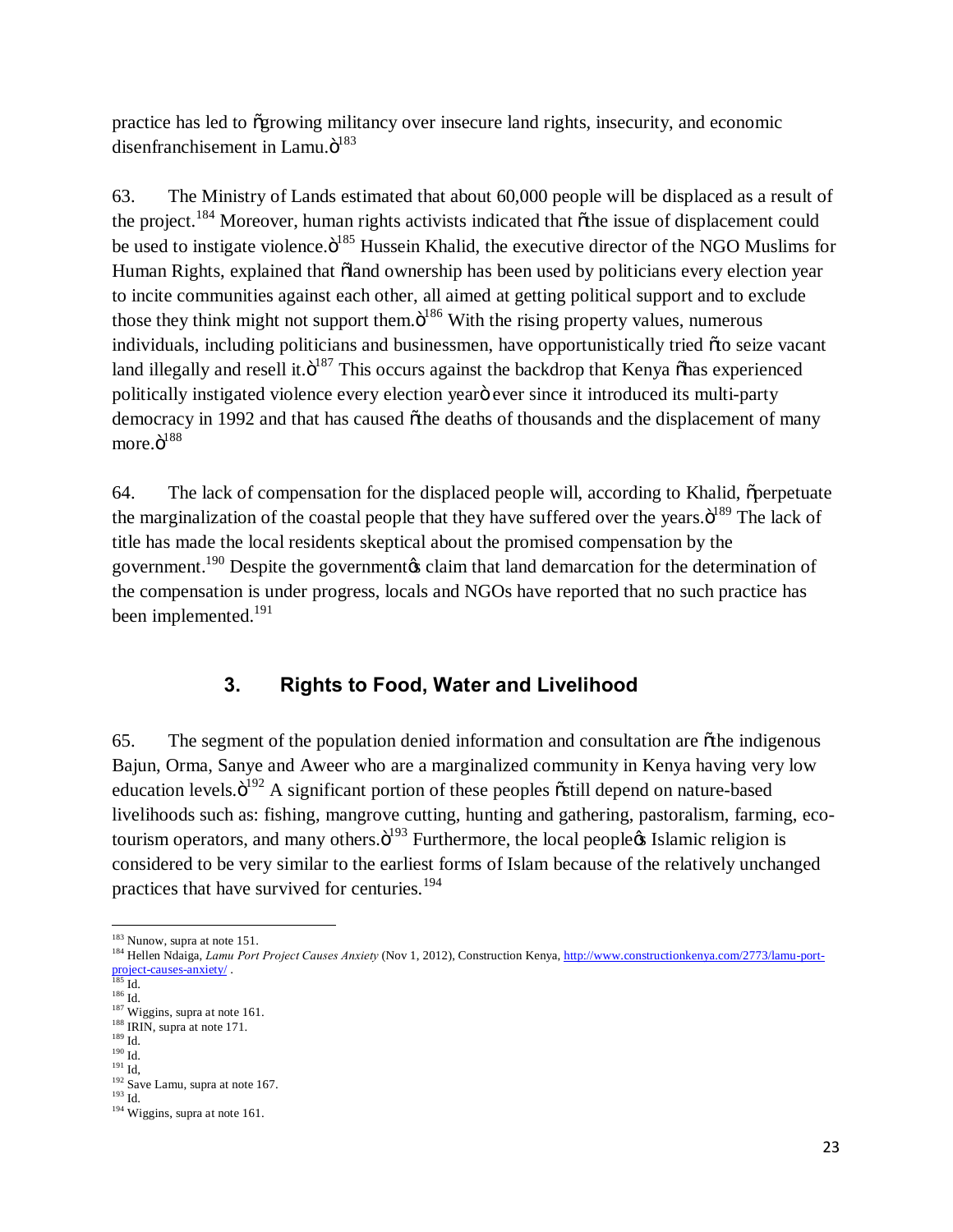practice has led to "growing militancy over insecure land rights, insecurity, and economic disenfranchisement in Lamu."[183]

63. The Ministry of Lands estimated that about 60,000 people will be displaced as a result of the project.[184] Moreover, human rights activists indicated that "the issue of displacement could be used to instigate violence."[185] Hussein Khalid, the executive director of the NGO Muslims for Human Rights, explained that "land ownership has been used by politicians every election year to incite communities against each other, all aimed at getting political support and to exclude those they think might not support them."[186] With the rising property values, numerous individuals, including politicians and businessmen, have opportunistically tried "to seize vacant land illegally and resell it."[187] This occurs against the backdrop that Kenya "has experienced politically instigated violence every election year" ever since it introduced its multi-party democracy in 1992 and that has caused "the deaths of thousands and the displacement of many more."[188]

64. The lack of compensation for the displaced people will, according to Khalid, "perpetuate the marginalization of the coastal people that they have suffered over the years."[189] The lack of title has made the local residents skeptical about the promised compensation by the government.[190] Despite the government's claim that land demarcation for the determination of the compensation is under progress, locals and NGOs have reported that no such practice has been implemented.[191]

## 3. Rights to Food, Water and Livelihood

65. The segment of the population denied information and consultation are "the indigenous Bajun, Orma, Sanye and Aweer who are a marginalized community in Kenya having very low education levels."[192] A significant portion of these peoples "still depend on nature-based livelihoods such as: fishing, mangrove cutting, hunting and gathering, pastoralism, farming, eco-tourism operators, and many others."[193] Furthermore, the local people's Islamic religion is considered to be very similar to the earliest forms of Islam because of the relatively unchanged practices that have survived for centuries.[194]

---

[183] Nunow, supra at note 151.
[184] Hellen Ndaiga, *Lamu Port Project Causes Anxiety* (Nov 1, 2012), Construction Kenya, http://www.constructionkenya.com/2773/lamu-port-project-causes-anxiety/ .
[185] Id.
[186] Id.
[187] Wiggins, supra at note 161.
[188] IRIN, supra at note 171.
[189] Id.
[190] Id.
[191] Id,
[192] Save Lamu, supra at note 167.
[193] Id.
[194] Wiggins, supra at note 161.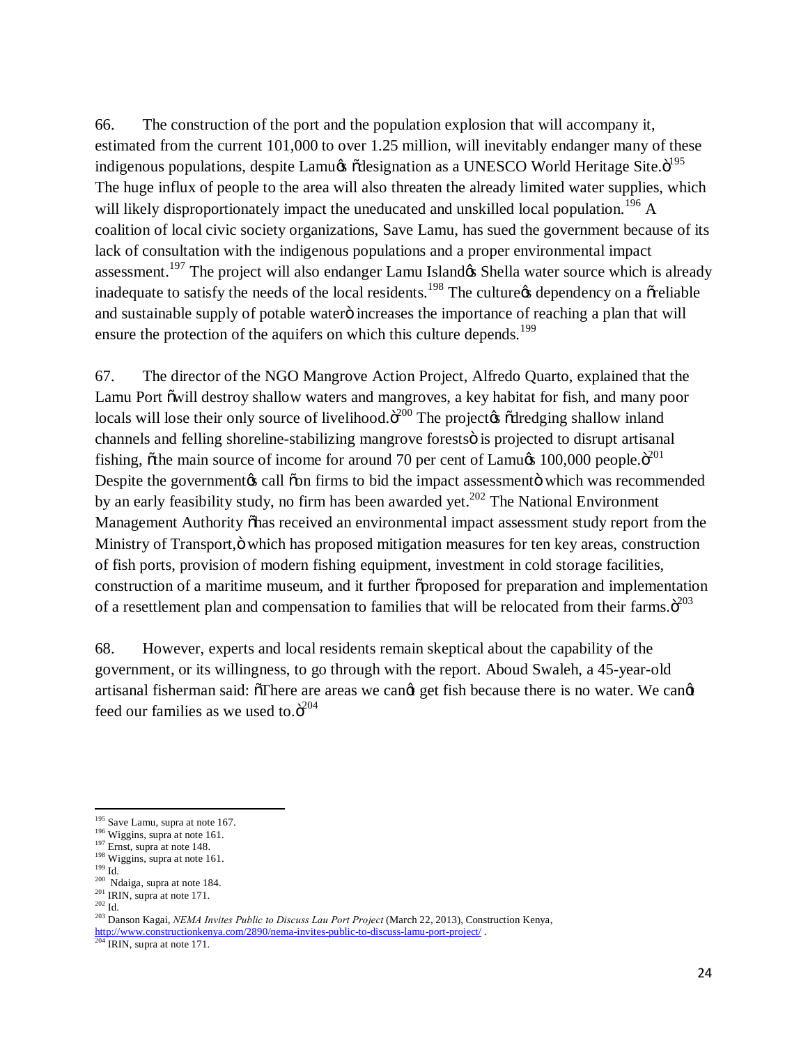66. The construction of the port and the population explosion that will accompany it, estimated from the current 101,000 to over 1.25 million, will inevitably endanger many of these indigenous populations, despite Lamu's "designation as a UNESCO World Heritage Site."[195] The huge influx of people to the area will also threaten the already limited water supplies, which will likely disproportionately impact the uneducated and unskilled local population.[196] A coalition of local civic society organizations, Save Lamu, has sued the government because of its lack of consultation with the indigenous populations and a proper environmental impact assessment.[197] The project will also endanger Lamu Island's Shella water source which is already inadequate to satisfy the needs of the local residents.[198] The culture's dependency on a "reliable and sustainable supply of potable water" increases the importance of reaching a plan that will ensure the protection of the aquifers on which this culture depends.[199]

67. The director of the NGO Mangrove Action Project, Alfredo Quarto, explained that the Lamu Port "will destroy shallow waters and mangroves, a key habitat for fish, and many poor locals will lose their only source of livelihood."[200] The project's "dredging shallow inland channels and felling shoreline-stabilizing mangrove forests" is projected to disrupt artisanal fishing, "the main source of income for around 70 per cent of Lamu's 100,000 people."[201] Despite the government's call "on firms to bid the impact assessment" which was recommended by an early feasibility study, no firm has been awarded yet.[202] The National Environment Management Authority "has received an environmental impact assessment study report from the Ministry of Transport," which has proposed mitigation measures for ten key areas, construction of fish ports, provision of modern fishing equipment, investment in cold storage facilities, construction of a maritime museum, and it further "proposed for preparation and implementation of a resettlement plan and compensation to families that will be relocated from their farms."[203]

68. However, experts and local residents remain skeptical about the capability of the government, or its willingness, to go through with the report. Aboud Swaleh, a 45-year-old artisanal fisherman said: "There are areas we can't get fish because there is no water. We can't feed our families as we used to."[204]

---

[195] Save Lamu, supra at note 167.
[196] Wiggins, supra at note 161.
[197] Ernst, supra at note 148.
[198] Wiggins, supra at note 161.
[199] Id.
[200] Ndaiga, supra at note 184.
[201] IRIN, supra at note 171.
[202] Id.
[203] Danson Kagai, *NEMA Invites Public to Discuss Lau Port Project* (March 22, 2013), Construction Kenya, http://www.constructionkenya.com/2890/nema-invites-public-to-discuss-lamu-port-project/ .
[204] IRIN, supra at note 171.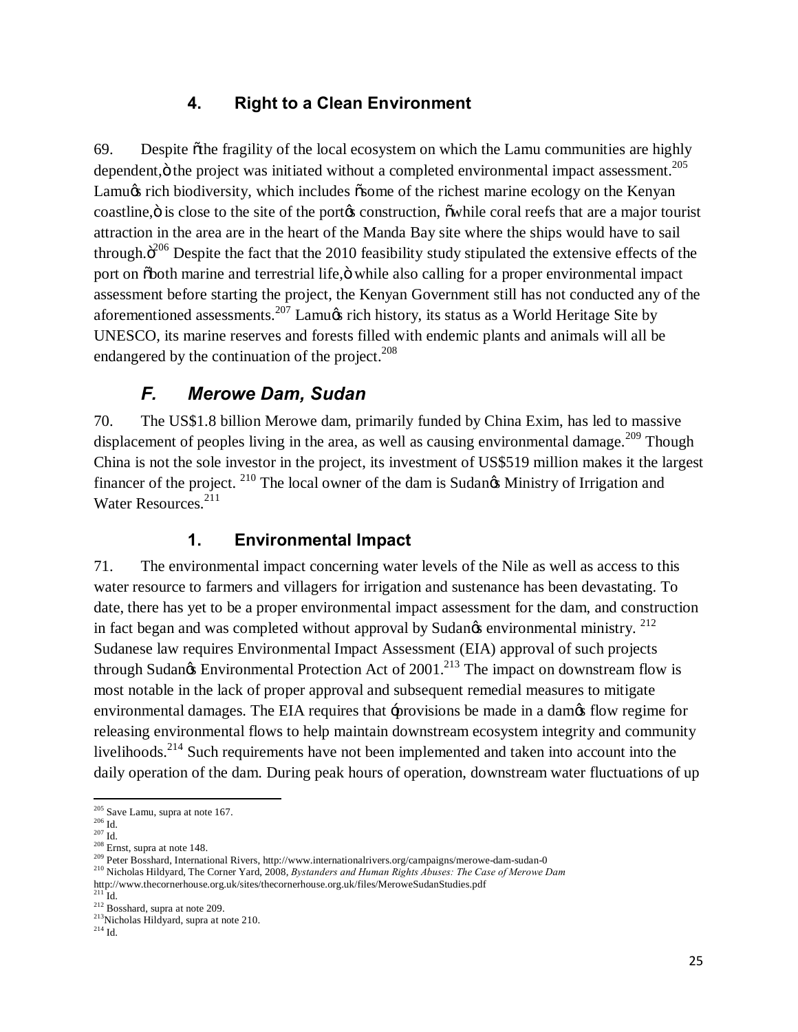### 4. Right to a Clean Environment

69. Despite "the fragility of the local ecosystem on which the Lamu communities are highly dependent," the project was initiated without a completed environmental impact assessment.[205] Lamu's rich biodiversity, which includes "some of the richest marine ecology on the Kenyan coastline," is close to the site of the port's construction, "while coral reefs that are a major tourist attraction in the area are in the heart of the Manda Bay site where the ships would have to sail through."[206] Despite the fact that the 2010 feasibility study stipulated the extensive effects of the port on "both marine and terrestrial life," while also calling for a proper environmental impact assessment before starting the project, the Kenyan Government still has not conducted any of the aforementioned assessments.[207] Lamu's rich history, its status as a World Heritage Site by UNESCO, its marine reserves and forests filled with endemic plants and animals will all be endangered by the continuation of the project.[208]

## *F. Merowe Dam, Sudan*

70. The US$1.8 billion Merowe dam, primarily funded by China Exim, has led to massive displacement of peoples living in the area, as well as causing environmental damage.[209] Though China is not the sole investor in the project, its investment of US$519 million makes it the largest financer of the project. [210] The local owner of the dam is Sudan's Ministry of Irrigation and Water Resources.[211]

### 1. Environmental Impact

71. The environmental impact concerning water levels of the Nile as well as access to this water resource to farmers and villagers for irrigation and sustenance has been devastating. To date, there has yet to be a proper environmental impact assessment for the dam, and construction in fact began and was completed without approval by Sudan's environmental ministry. [212] Sudanese law requires Environmental Impact Assessment (EIA) approval of such projects through Sudan's Environmental Protection Act of 2001.[213] The impact on downstream flow is most notable in the lack of proper approval and subsequent remedial measures to mitigate environmental damages. The EIA requires that 'provisions be made in a dam's flow regime for releasing environmental flows to help maintain downstream ecosystem integrity and community livelihoods.[214] Such requirements have not been implemented and taken into account into the daily operation of the dam. During peak hours of operation, downstream water fluctuations of up

---

[205] Save Lamu, supra at note 167.
[206] Id.
[207] Id.
[208] Ernst, supra at note 148.
[209] Peter Bosshard, International Rivers, http://www.internationalrivers.org/campaigns/merowe-dam-sudan-0
[210] Nicholas Hildyard, The Corner Yard, 2008, *Bystanders and Human Rights Abuses: The Case of Merowe Dam* http://www.thecornerhouse.org.uk/sites/thecornerhouse.org.uk/files/MeroweSudanStudies.pdf
[211] Id.
[212] Bosshard, supra at note 209.
[213] Nicholas Hildyard, supra at note 210.
[214] Id.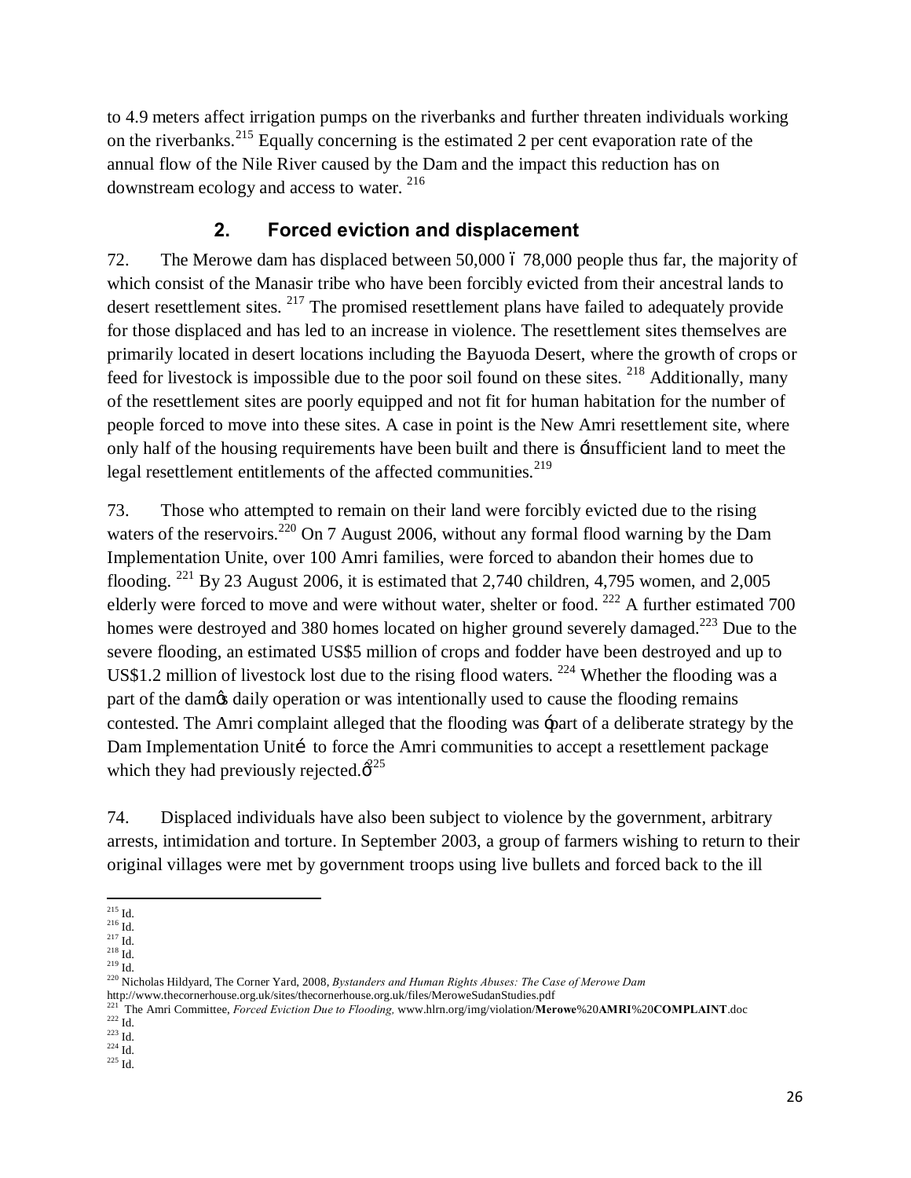to 4.9 meters affect irrigation pumps on the riverbanks and further threaten individuals working on the riverbanks.[215] Equally concerning is the estimated 2 per cent evaporation rate of the annual flow of the Nile River caused by the Dam and the impact this reduction has on downstream ecology and access to water. [216]

## 2. Forced eviction and displacement

72. The Merowe dam has displaced between 50,000 ó 78,000 people thus far, the majority of which consist of the Manasir tribe who have been forcibly evicted from their ancestral lands to desert resettlement sites. [217] The promised resettlement plans have failed to adequately provide for those displaced and has led to an increase in violence. The resettlement sites themselves are primarily located in desert locations including the Bayuoda Desert, where the growth of crops or feed for livestock is impossible due to the poor soil found on these sites. [218] Additionally, many of the resettlement sites are poorly equipped and not fit for human habitation for the number of people forced to move into these sites. A case in point is the New Amri resettlement site, where only half of the housing requirements have been built and there is ‹insufficient land to meet the legal resettlement entitlements of the affected communities.[219]

73. Those who attempted to remain on their land were forcibly evicted due to the rising waters of the reservoirs.[220] On 7 August 2006, without any formal flood warning by the Dam Implementation Unite, over 100 Amri families, were forced to abandon their homes due to flooding. [221] By 23 August 2006, it is estimated that 2,740 children, 4,795 women, and 2,005 elderly were forced to move and were without water, shelter or food. [222] A further estimated 700 homes were destroyed and 380 homes located on higher ground severely damaged.[223] Due to the severe flooding, an estimated US$5 million of crops and fodder have been destroyed and up to US$1.2 million of livestock lost due to the rising flood waters. [224] Whether the flooding was a part of the damøs daily operation or was intentionally used to cause the flooding remains contested. The Amri complaint alleged that the flooding was ópart of a deliberate strategy by the Dam Implementation Unití to force the Amri communities to accept a resettlement package which they had previously rejected.ö[225]

74. Displaced individuals have also been subject to violence by the government, arbitrary arrests, intimidation and torture. In September 2003, a group of farmers wishing to return to their original villages were met by government troops using live bullets and forced back to the ill

---

[215] Id.
[216] Id.
[217] Id.
[218] Id.
[219] Id.
[220] Nicholas Hildyard, The Corner Yard, 2008, *Bystanders and Human Rights Abuses: The Case of Merowe Dam* http://www.thecornerhouse.org.uk/sites/thecornerhouse.org.uk/files/MeroweSudanStudies.pdf
[221] The Amri Committee, *Forced Eviction Due to Flooding,* www.hlrn.org/img/violation/**Merowe**%20**AMRI**%20**COMPLAINT**.doc
[222] Id.
[223] Id.
[224] Id.
[225] Id.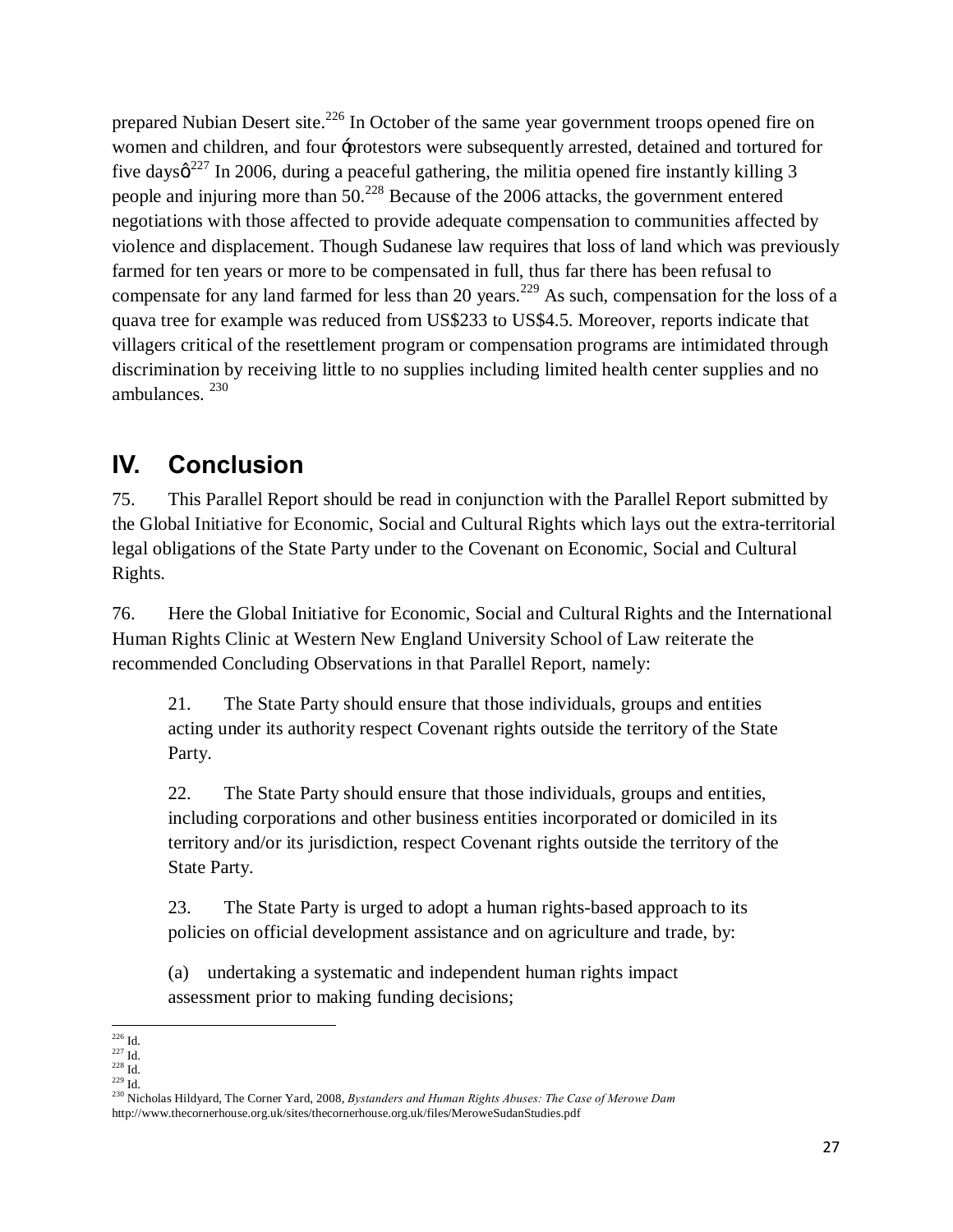prepared Nubian Desert site.[226] In October of the same year government troops opened fire on women and children, and four ǿprotestors were subsequently arrested, detained and tortured for five daysǿ[227] In 2006, during a peaceful gathering, the militia opened fire instantly killing 3 people and injuring more than 50.[228] Because of the 2006 attacks, the government entered negotiations with those affected to provide adequate compensation to communities affected by violence and displacement. Though Sudanese law requires that loss of land which was previously farmed for ten years or more to be compensated in full, thus far there has been refusal to compensate for any land farmed for less than 20 years.[229] As such, compensation for the loss of a quava tree for example was reduced from US$233 to US$4.5. Moreover, reports indicate that villagers critical of the resettlement program or compensation programs are intimidated through discrimination by receiving little to no supplies including limited health center supplies and no ambulances. [230]

## IV. Conclusion

75. This Parallel Report should be read in conjunction with the Parallel Report submitted by the Global Initiative for Economic, Social and Cultural Rights which lays out the extra-territorial legal obligations of the State Party under to the Covenant on Economic, Social and Cultural Rights.

76. Here the Global Initiative for Economic, Social and Cultural Rights and the International Human Rights Clinic at Western New England University School of Law reiterate the recommended Concluding Observations in that Parallel Report, namely:

> 21. The State Party should ensure that those individuals, groups and entities acting under its authority respect Covenant rights outside the territory of the State Party.
>
> 22. The State Party should ensure that those individuals, groups and entities, including corporations and other business entities incorporated or domiciled in its territory and/or its jurisdiction, respect Covenant rights outside the territory of the State Party.
>
> 23. The State Party is urged to adopt a human rights-based approach to its policies on official development assistance and on agriculture and trade, by:
>
> (a) undertaking a systematic and independent human rights impact assessment prior to making funding decisions;

---

[226] Id.
[227] Id.
[228] Id.
[229] Id.
[230] Nicholas Hildyard, The Corner Yard, 2008, *Bystanders and Human Rights Abuses: The Case of Merowe Dam* http://www.thecornerhouse.org.uk/sites/thecornerhouse.org.uk/files/MeroweSudanStudies.pdf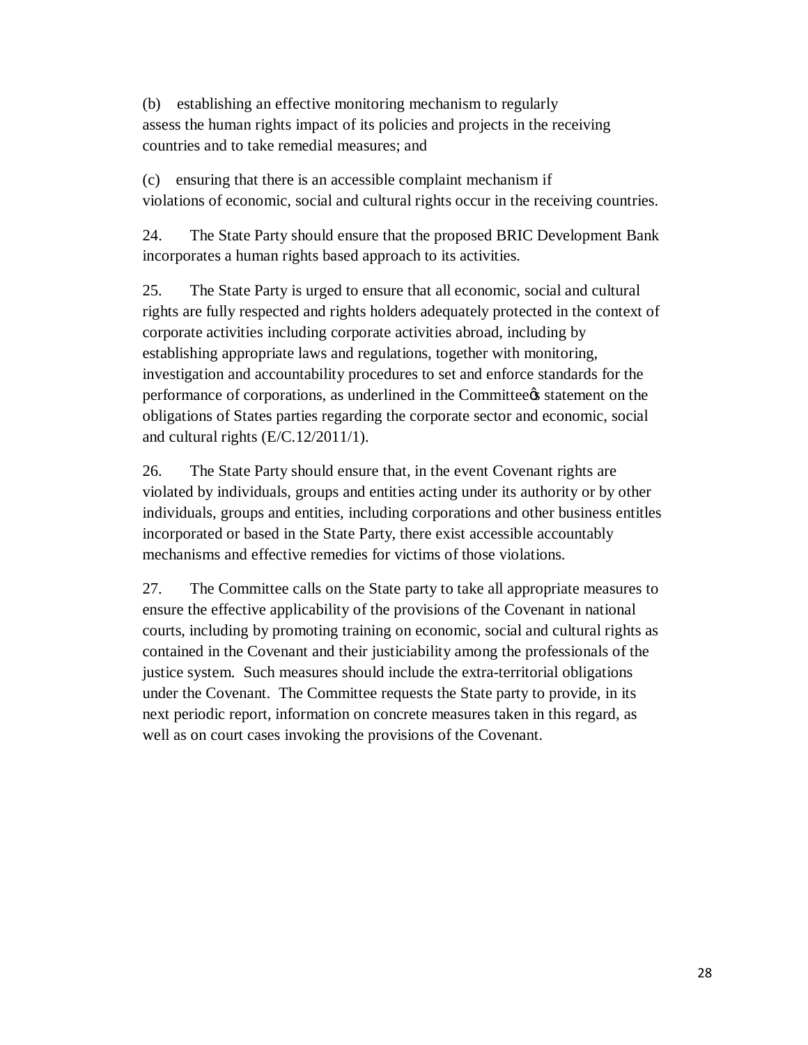(b) establishing an effective monitoring mechanism to regularly assess the human rights impact of its policies and projects in the receiving countries and to take remedial measures; and

(c) ensuring that there is an accessible complaint mechanism if violations of economic, social and cultural rights occur in the receiving countries.

24. The State Party should ensure that the proposed BRIC Development Bank incorporates a human rights based approach to its activities.

25. The State Party is urged to ensure that all economic, social and cultural rights are fully respected and rights holders adequately protected in the context of corporate activities including corporate activities abroad, including by establishing appropriate laws and regulations, together with monitoring, investigation and accountability procedures to set and enforce standards for the performance of corporations, as underlined in the Committeeꞌs statement on the obligations of States parties regarding the corporate sector and economic, social and cultural rights (E/C.12/2011/1).

26. The State Party should ensure that, in the event Covenant rights are violated by individuals, groups and entities acting under its authority or by other individuals, groups and entities, including corporations and other business entitles incorporated or based in the State Party, there exist accessible accountably mechanisms and effective remedies for victims of those violations.

27. The Committee calls on the State party to take all appropriate measures to ensure the effective applicability of the provisions of the Covenant in national courts, including by promoting training on economic, social and cultural rights as contained in the Covenant and their justiciability among the professionals of the justice system. Such measures should include the extra-territorial obligations under the Covenant. The Committee requests the State party to provide, in its next periodic report, information on concrete measures taken in this regard, as well as on court cases invoking the provisions of the Covenant.